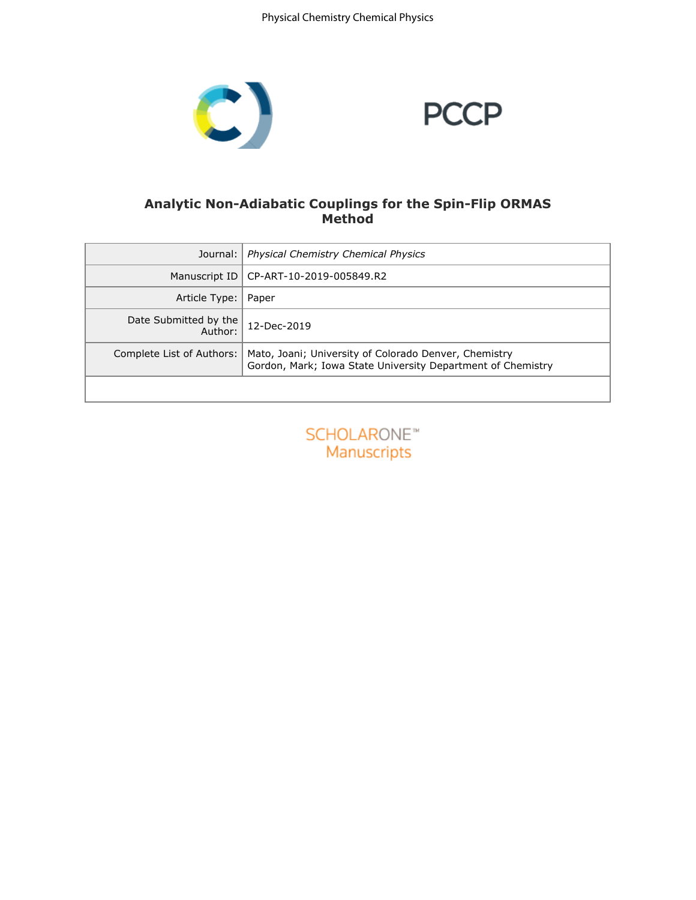# Analytic Non-Adiabatic Couplings for the Spin-Flip ORMAS Method

| | |
|---|---|
| Journal: | *Physical Chemistry Chemical Physics* |
| Manuscript ID | CP-ART-10-2019-005849.R2 |
| Article Type: | Paper |
| Date Submitted by the Author: | 12-Dec-2019 |
| Complete List of Authors: | Mato, Joani; University of Colorado Denver, Chemistry<br>Gordon, Mark; Iowa State University Department of Chemistry |

SCHOLARONE™ Manuscripts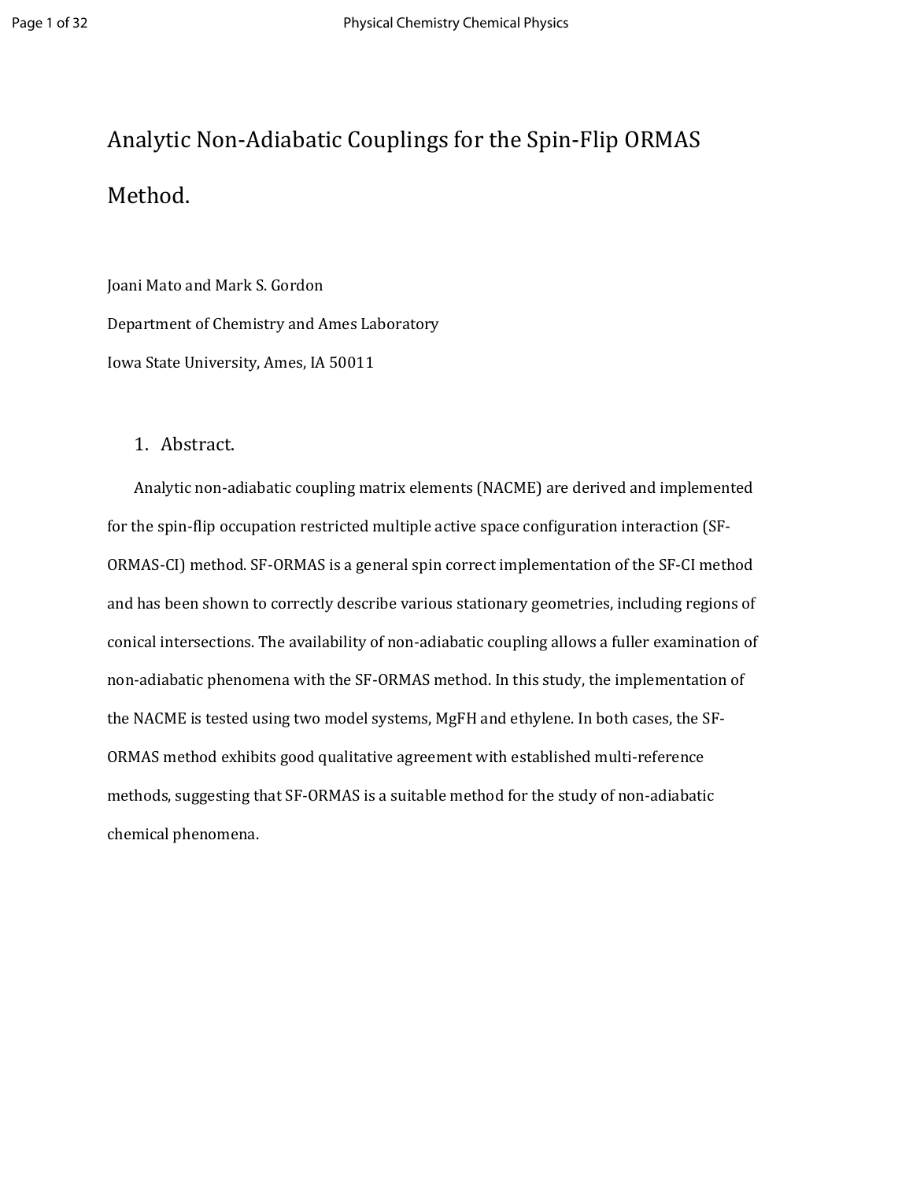# Analytic Non-Adiabatic Couplings for the Spin-Flip ORMAS Method.

Joani Mato and Mark S. Gordon

Department of Chemistry and Ames Laboratory

Iowa State University, Ames, IA 50011

## 1. Abstract.

Analytic non-adiabatic coupling matrix elements (NACME) are derived and implemented for the spin-flip occupation restricted multiple active space configuration interaction (SF-ORMAS-CI) method. SF-ORMAS is a general spin correct implementation of the SF-CI method and has been shown to correctly describe various stationary geometries, including regions of conical intersections. The availability of non-adiabatic coupling allows a fuller examination of non-adiabatic phenomena with the SF-ORMAS method. In this study, the implementation of the NACME is tested using two model systems, MgFH and ethylene. In both cases, the SF-ORMAS method exhibits good qualitative agreement with established multi-reference methods, suggesting that SF-ORMAS is a suitable method for the study of non-adiabatic chemical phenomena.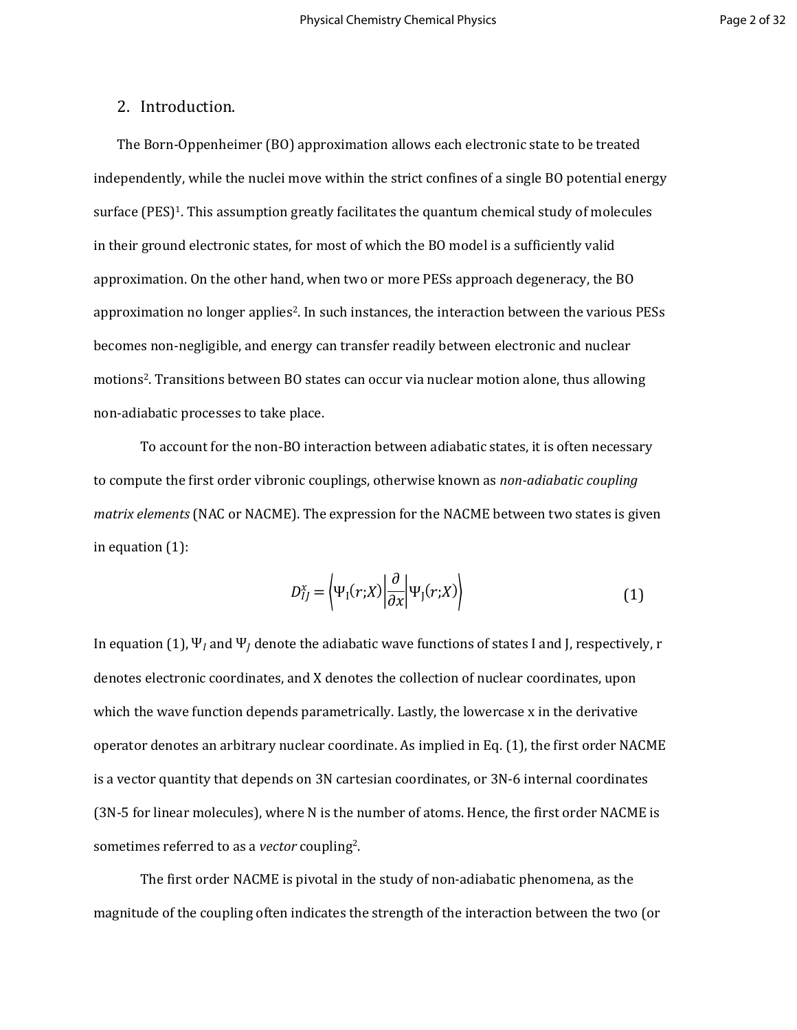## 2. Introduction.

The Born-Oppenheimer (BO) approximation allows each electronic state to be treated independently, while the nuclei move within the strict confines of a single BO potential energy surface (PES)[1]. This assumption greatly facilitates the quantum chemical study of molecules in their ground electronic states, for most of which the BO model is a sufficiently valid approximation. On the other hand, when two or more PESs approach degeneracy, the BO approximation no longer applies[2]. In such instances, the interaction between the various PESs becomes non-negligible, and energy can transfer readily between electronic and nuclear motions[2]. Transitions between BO states can occur via nuclear motion alone, thus allowing non-adiabatic processes to take place.

To account for the non-BO interaction between adiabatic states, it is often necessary to compute the first order vibronic couplings, otherwise known as *non-adiabatic coupling matrix elements* (NAC or NACME). The expression for the NACME between two states is given in equation (1):

$$D_{IJ}^{x} = \left\langle \Psi_{I}(r;X) \middle| \frac{\partial}{\partial x} \middle| \Psi_{J}(r;X) \right\rangle \tag{1}$$

In equation (1), $\Psi_I$ and $\Psi_J$ denote the adiabatic wave functions of states I and J, respectively, r denotes electronic coordinates, and X denotes the collection of nuclear coordinates, upon which the wave function depends parametrically. Lastly, the lowercase x in the derivative operator denotes an arbitrary nuclear coordinate. As implied in Eq. (1), the first order NACME is a vector quantity that depends on 3N cartesian coordinates, or 3N-6 internal coordinates (3N-5 for linear molecules), where N is the number of atoms. Hence, the first order NACME is sometimes referred to as a *vector* coupling[2].

The first order NACME is pivotal in the study of non-adiabatic phenomena, as the magnitude of the coupling often indicates the strength of the interaction between the two (or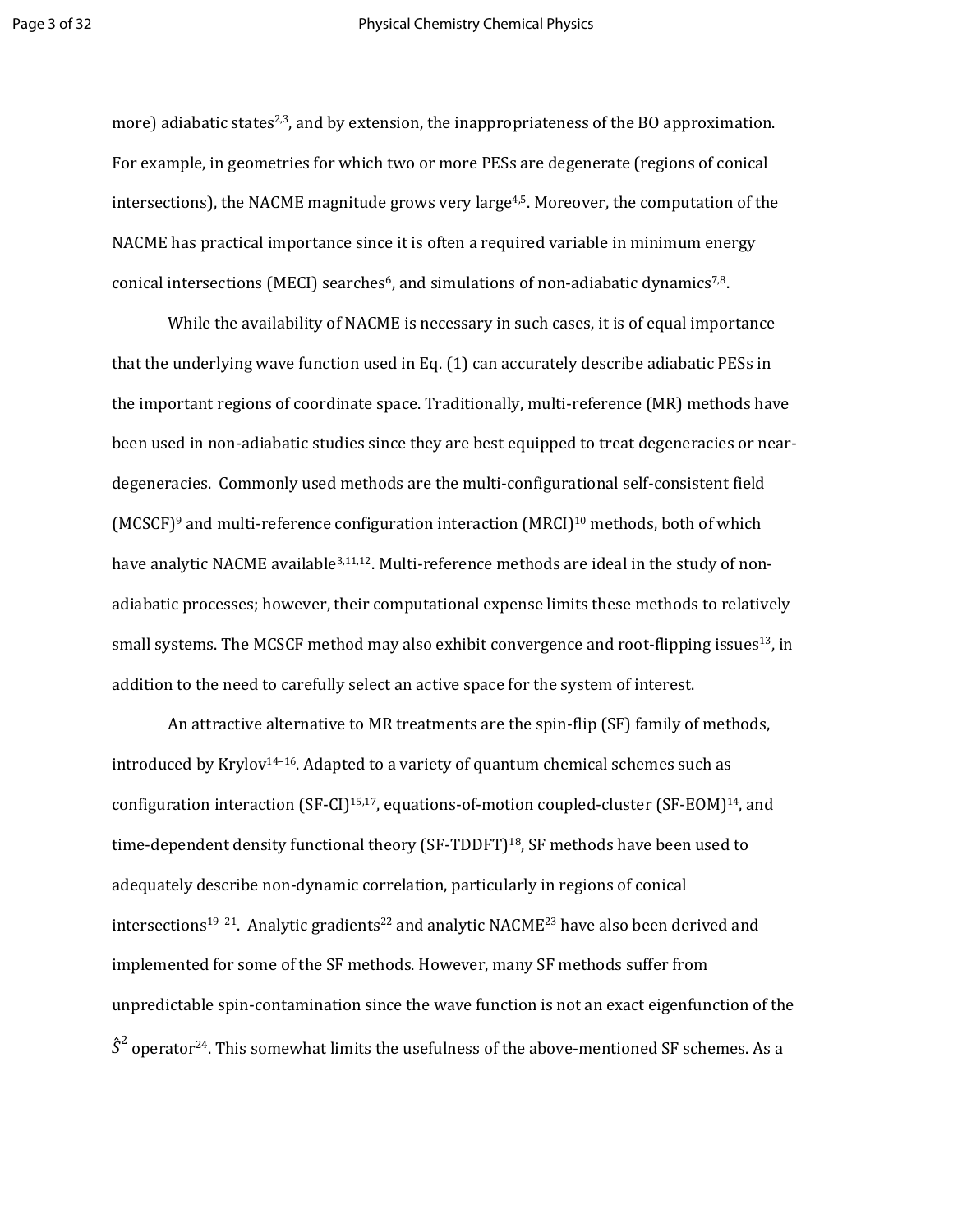more) adiabatic states[2,3], and by extension, the inappropriateness of the BO approximation. For example, in geometries for which two or more PESs are degenerate (regions of conical intersections), the NACME magnitude grows very large[4,5]. Moreover, the computation of the NACME has practical importance since it is often a required variable in minimum energy conical intersections (MECI) searches[6], and simulations of non-adiabatic dynamics[7,8].

While the availability of NACME is necessary in such cases, it is of equal importance that the underlying wave function used in Eq. (1) can accurately describe adiabatic PESs in the important regions of coordinate space. Traditionally, multi-reference (MR) methods have been used in non-adiabatic studies since they are best equipped to treat degeneracies or near-degeneracies. Commonly used methods are the multi-configurational self-consistent field (MCSCF)[9] and multi-reference configuration interaction (MRCI)[10] methods, both of which have analytic NACME available[3,11,12]. Multi-reference methods are ideal in the study of non-adiabatic processes; however, their computational expense limits these methods to relatively small systems. The MCSCF method may also exhibit convergence and root-flipping issues[13], in addition to the need to carefully select an active space for the system of interest.

An attractive alternative to MR treatments are the spin-flip (SF) family of methods, introduced by Krylov[14–16]. Adapted to a variety of quantum chemical schemes such as configuration interaction (SF-CI)[15,17], equations-of-motion coupled-cluster (SF-EOM)[14], and time-dependent density functional theory (SF-TDDFT)[18], SF methods have been used to adequately describe non-dynamic correlation, particularly in regions of conical intersections[19–21]. Analytic gradients[22] and analytic NACME[23] have also been derived and implemented for some of the SF methods. However, many SF methods suffer from unpredictable spin-contamination since the wave function is not an exact eigenfunction of the $\hat{S}^2$ operator[24]. This somewhat limits the usefulness of the above-mentioned SF schemes. As a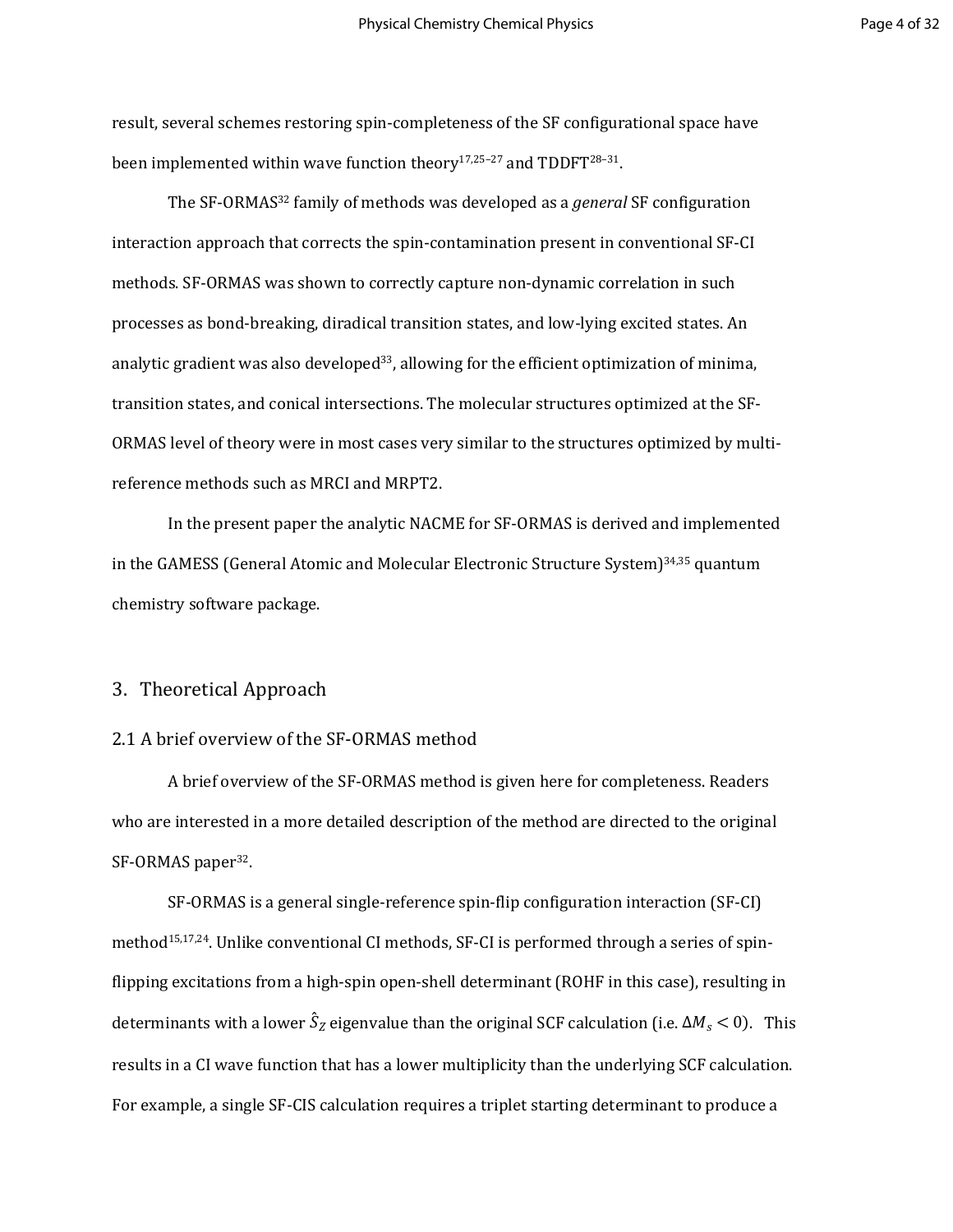result, several schemes restoring spin-completeness of the SF configurational space have been implemented within wave function theory[17,25–27] and TDDFT[28–31].

The SF-ORMAS[32] family of methods was developed as a *general* SF configuration interaction approach that corrects the spin-contamination present in conventional SF-CI methods. SF-ORMAS was shown to correctly capture non-dynamic correlation in such processes as bond-breaking, diradical transition states, and low-lying excited states. An analytic gradient was also developed[33], allowing for the efficient optimization of minima, transition states, and conical intersections. The molecular structures optimized at the SF-ORMAS level of theory were in most cases very similar to the structures optimized by multi-reference methods such as MRCI and MRPT2.

In the present paper the analytic NACME for SF-ORMAS is derived and implemented in the GAMESS (General Atomic and Molecular Electronic Structure System)[34,35] quantum chemistry software package.

## 3. Theoretical Approach

### 2.1 A brief overview of the SF-ORMAS method

A brief overview of the SF-ORMAS method is given here for completeness. Readers who are interested in a more detailed description of the method are directed to the original SF-ORMAS paper[32].

SF-ORMAS is a general single-reference spin-flip configuration interaction (SF-CI) method[15,17,24]. Unlike conventional CI methods, SF-CI is performed through a series of spin-flipping excitations from a high-spin open-shell determinant (ROHF in this case), resulting in determinants with a lower $\hat{S}_Z$ eigenvalue than the original SCF calculation (i.e. $\Delta M_s < 0$). This results in a CI wave function that has a lower multiplicity than the underlying SCF calculation. For example, a single SF-CIS calculation requires a triplet starting determinant to produce a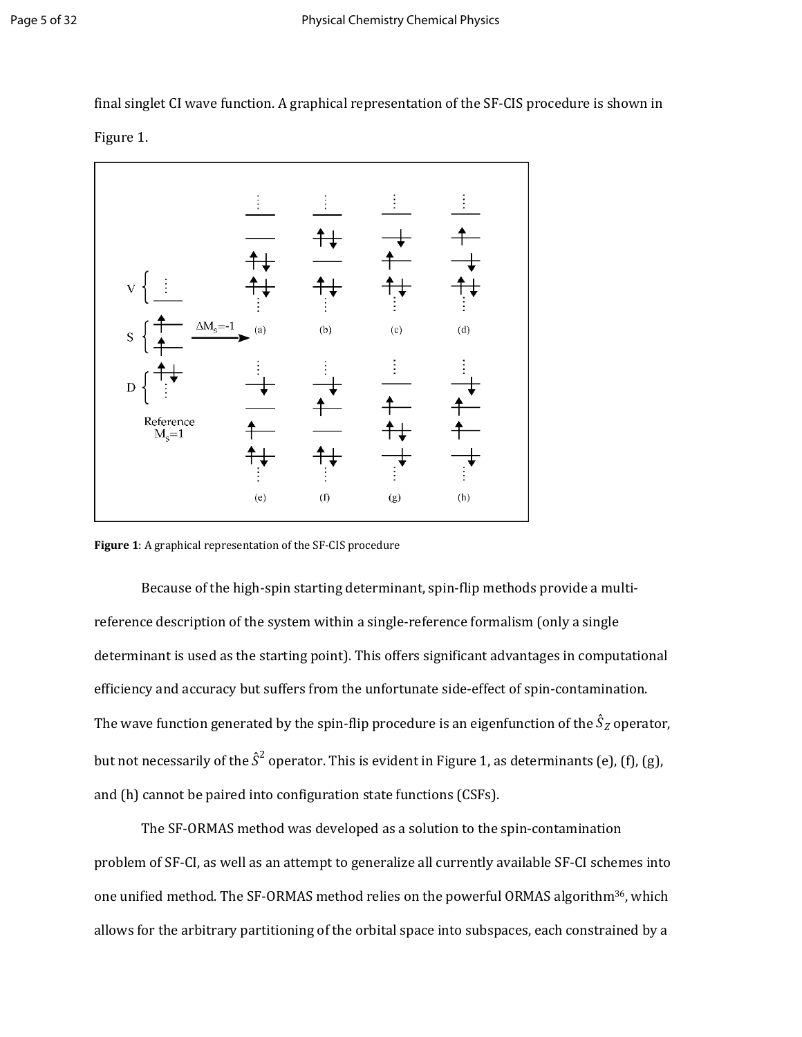final singlet CI wave function. A graphical representation of the SF-CIS procedure is shown in Figure 1.

**Figure 1**: A graphical representation of the SF-CIS procedure

Because of the high-spin starting determinant, spin-flip methods provide a multi-reference description of the system within a single-reference formalism (only a single determinant is used as the starting point). This offers significant advantages in computational efficiency and accuracy but suffers from the unfortunate side-effect of spin-contamination. The wave function generated by the spin-flip procedure is an eigenfunction of the $\hat{S}_Z$ operator, but not necessarily of the $\hat{S}^2$ operator. This is evident in Figure 1, as determinants (e), (f), (g), and (h) cannot be paired into configuration state functions (CSFs).

The SF-ORMAS method was developed as a solution to the spin-contamination problem of SF-CI, as well as an attempt to generalize all currently available SF-CI schemes into one unified method. The SF-ORMAS method relies on the powerful ORMAS algorithm[36], which allows for the arbitrary partitioning of the orbital space into subspaces, each constrained by a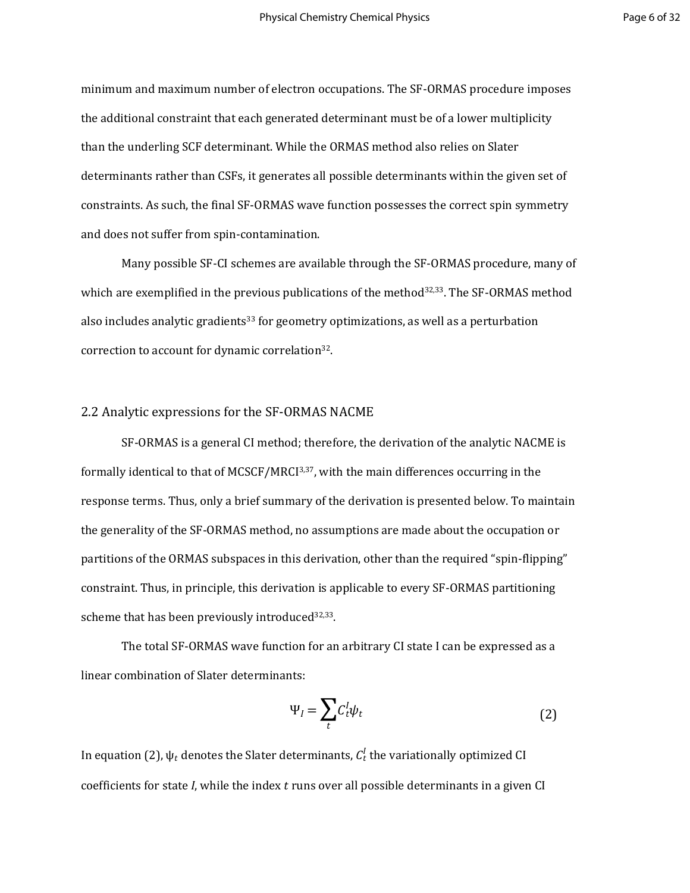minimum and maximum number of electron occupations. The SF-ORMAS procedure imposes the additional constraint that each generated determinant must be of a lower multiplicity than the underling SCF determinant. While the ORMAS method also relies on Slater determinants rather than CSFs, it generates all possible determinants within the given set of constraints. As such, the final SF-ORMAS wave function possesses the correct spin symmetry and does not suffer from spin-contamination.

Many possible SF-CI schemes are available through the SF-ORMAS procedure, many of which are exemplified in the previous publications of the method[32,33]. The SF-ORMAS method also includes analytic gradients[33] for geometry optimizations, as well as a perturbation correction to account for dynamic correlation[32].

## 2.2 Analytic expressions for the SF-ORMAS NACME

SF-ORMAS is a general CI method; therefore, the derivation of the analytic NACME is formally identical to that of MCSCF/MRCI[3,37], with the main differences occurring in the response terms. Thus, only a brief summary of the derivation is presented below. To maintain the generality of the SF-ORMAS method, no assumptions are made about the occupation or partitions of the ORMAS subspaces in this derivation, other than the required "spin-flipping" constraint. Thus, in principle, this derivation is applicable to every SF-ORMAS partitioning scheme that has been previously introduced[32,33].

The total SF-ORMAS wave function for an arbitrary CI state I can be expressed as a linear combination of Slater determinants:

$$\Psi_I = \sum_t C_t^I \psi_t \tag{2}$$

In equation (2), $\psi_t$ denotes the Slater determinants, $C_t^I$ the variationally optimized CI coefficients for state $I$, while the index $t$ runs over all possible determinants in a given CI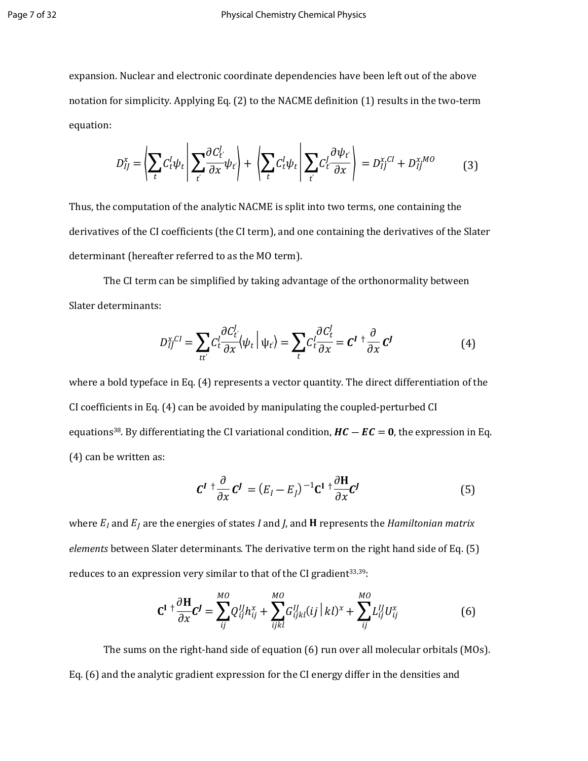expansion. Nuclear and electronic coordinate dependencies have been left out of the above notation for simplicity. Applying Eq. (2) to the NACME definition (1) results in the two-term equation:

$$D_{IJ}^{x} = \left\langle \sum_{t} C_{t}^{I} \psi_{t} \middle| \sum_{t'} \frac{\partial C_{t'}^{J}}{\partial x} \psi_{t'} \right\rangle + \left\langle \sum_{t} C_{t}^{I} \psi_{t} \middle| \sum_{t'} C_{t'}^{J} \frac{\partial \psi_{t'}}{\partial x} \right\rangle = D_{IJ}^{x,CI} + D_{IJ}^{x,MO} \tag{3}$$

Thus, the computation of the analytic NACME is split into two terms, one containing the derivatives of the CI coefficients (the CI term), and one containing the derivatives of the Slater determinant (hereafter referred to as the MO term).

The CI term can be simplified by taking advantage of the orthonormality between Slater determinants:

$$D_{IJ}^{x,CI} = \sum_{tt'} C_{t}^{I} \frac{\partial C_{t'}^{J}}{\partial x} \langle \psi_{t} \mid \psi_{t'} \rangle = \sum_{t} C_{t}^{I} \frac{\partial C_{t}^{J}}{\partial x} = \boldsymbol{C}^{\boldsymbol{I}\,\dagger} \frac{\partial}{\partial x} \boldsymbol{C}^{\boldsymbol{J}} \tag{4}$$

where a bold typeface in Eq. (4) represents a vector quantity. The direct differentiation of the CI coefficients in Eq. (4) can be avoided by manipulating the coupled-perturbed CI equations[38]. By differentiating the CI variational condition, $\boldsymbol{HC} - \boldsymbol{EC} = \boldsymbol{0}$, the expression in Eq. (4) can be written as:

$$\boldsymbol{C}^{\boldsymbol{I}\,\dagger} \frac{\partial}{\partial x} \boldsymbol{C}^{\boldsymbol{J}} = (E_{I} - E_{J})^{-1} \mathbf{C}^{\mathbf{I}\,\dagger} \frac{\partial \mathbf{H}}{\partial x} \boldsymbol{C}^{\boldsymbol{J}} \tag{5}$$

where $E_I$ and $E_J$ are the energies of states $I$ and $J$, and $\mathbf{H}$ represents the *Hamiltonian matrix elements* between Slater determinants. The derivative term on the right hand side of Eq. (5) reduces to an expression very similar to that of the CI gradient[33,39]:

$$\mathbf{C}^{\mathbf{I}\,\dagger} \frac{\partial \mathbf{H}}{\partial x} \boldsymbol{C}^{\boldsymbol{J}} = \sum_{ij}^{MO} Q_{ij}^{IJ} h_{ij}^{x} + \sum_{ijkl}^{MO} G_{ijkl}^{IJ} (ij \mid kl)^{x} + \sum_{ij}^{MO} L_{ij}^{IJ} U_{ij}^{x} \tag{6}$$

The sums on the right-hand side of equation (6) run over all molecular orbitals (MOs). Eq. (6) and the analytic gradient expression for the CI energy differ in the densities and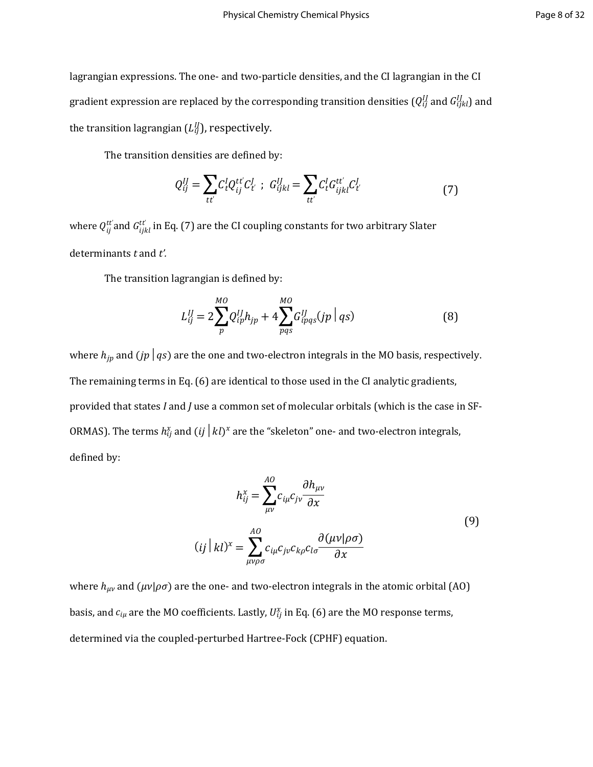lagrangian expressions. The one- and two-particle densities, and the CI lagrangian in the CI gradient expression are replaced by the corresponding transition densities ($Q_{ij}^{IJ}$ and $G_{ijkl}^{IJ}$) and the transition lagrangian ($L_{ij}^{IJ}$), respectively.

The transition densities are defined by:

$$Q_{ij}^{IJ} = \sum_{tt'} C_t^I Q_{ij}^{tt'} C_{t'}^J \;\; ; \;\; G_{ijkl}^{IJ} = \sum_{tt'} C_t^I G_{ijkl}^{tt'} C_{t'}^J \tag{7}$$

where $Q_{ij}^{tt'}$ and $G_{ijkl}^{tt'}$ in Eq. (7) are the CI coupling constants for two arbitrary Slater determinants $t$ and $t'$.

The transition lagrangian is defined by:

$$L_{ij}^{IJ} = 2\sum_{p}^{MO} Q_{ip}^{IJ} h_{jp} + 4\sum_{pqs}^{MO} G_{ipqs}^{IJ} (jp\,|\,qs) \tag{8}$$

where $h_{jp}$ and $(jp\,|\,qs)$ are the one and two-electron integrals in the MO basis, respectively. The remaining terms in Eq. (6) are identical to those used in the CI analytic gradients, provided that states $I$ and $J$ use a common set of molecular orbitals (which is the case in SF-ORMAS). The terms $h_{ij}^{x}$ and $(ij\,|\,kl)^{x}$ are the "skeleton" one- and two-electron integrals, defined by:

$$\begin{aligned} h_{ij}^{x} &= \sum_{\mu\nu}^{AO} c_{i\mu} c_{j\nu} \frac{\partial h_{\mu\nu}}{\partial x} \\ (ij\,|\,kl)^{x} &= \sum_{\mu\nu\rho\sigma}^{AO} c_{i\mu} c_{j\nu} c_{k\rho} c_{l\sigma} \frac{\partial (\mu\nu|\rho\sigma)}{\partial x} \end{aligned} \tag{9}$$

where $h_{\mu\nu}$ and $(\mu\nu|\rho\sigma)$ are the one- and two-electron integrals in the atomic orbital (AO) basis, and $c_{i\mu}$ are the MO coefficients. Lastly, $U_{ij}^{x}$ in Eq. (6) are the MO response terms, determined via the coupled-perturbed Hartree-Fock (CPHF) equation.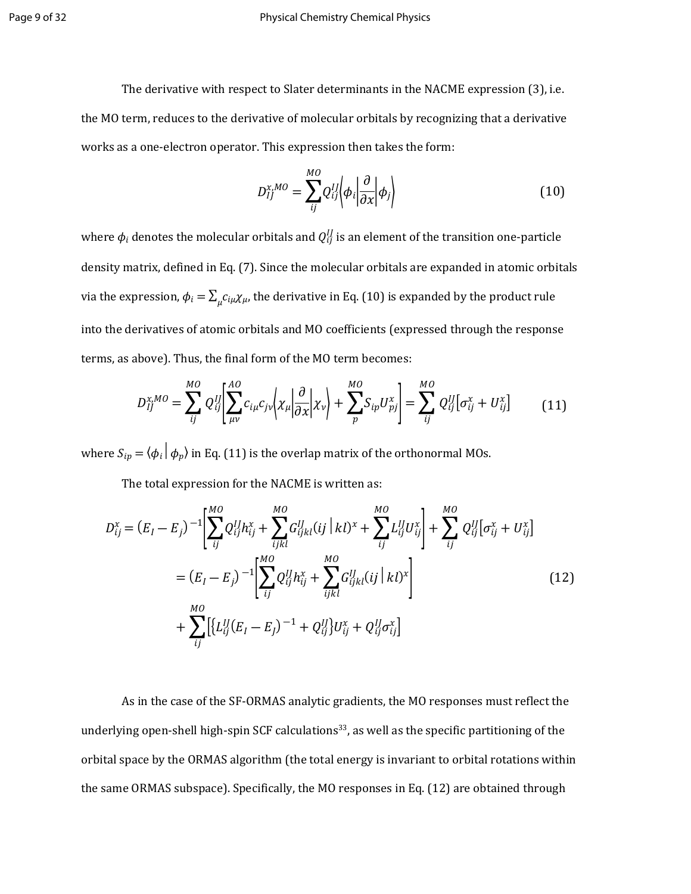The derivative with respect to Slater determinants in the NACME expression (3), i.e. the MO term, reduces to the derivative of molecular orbitals by recognizing that a derivative works as a one-electron operator. This expression then takes the form:

$$D_{IJ}^{x,MO} = \sum_{ij}^{MO} Q_{ij}^{IJ} \left\langle \phi_i \middle| \frac{\partial}{\partial x} \middle| \phi_j \right\rangle \tag{10}$$

where $\phi_i$ denotes the molecular orbitals and $Q_{ij}^{IJ}$ is an element of the transition one-particle density matrix, defined in Eq. (7). Since the molecular orbitals are expanded in atomic orbitals via the expression, $\phi_i = \sum_\mu c_{i\mu}\chi_\mu$, the derivative in Eq. (10) is expanded by the product rule into the derivatives of atomic orbitals and MO coefficients (expressed through the response terms, as above). Thus, the final form of the MO term becomes:

$$D_{IJ}^{x,MO} = \sum_{ij}^{MO} Q_{ij}^{IJ} \left[ \sum_{\mu\nu}^{AO} c_{i\mu} c_{j\nu} \left\langle \chi_\mu \middle| \frac{\partial}{\partial x} \middle| \chi_\nu \right\rangle + \sum_{p}^{MO} S_{ip} U_{pj}^{x} \right] = \sum_{ij}^{MO} Q_{ij}^{IJ} \left[ \sigma_{ij}^{x} + U_{ij}^{x} \right] \tag{11}$$

where $S_{ip} = \langle \phi_i \,|\, \phi_p \rangle$ in Eq. (11) is the overlap matrix of the orthonormal MOs.

The total expression for the NACME is written as:

$$\begin{aligned} D_{ij}^{x} &= (E_I - E_j)^{-1} \left[ \sum_{ij}^{MO} Q_{ij}^{IJ} h_{ij}^{x} + \sum_{ijkl}^{MO} G_{ijkl}^{IJ} (ij\,|\,kl)^{x} + \sum_{ij}^{MO} L_{ij}^{IJ} U_{ij}^{x} \right] + \sum_{ij}^{MO} Q_{ij}^{IJ} \left[ \sigma_{ij}^{x} + U_{ij}^{x} \right] \\ &= (E_I - E_j)^{-1} \left[ \sum_{ij}^{MO} Q_{ij}^{IJ} h_{ij}^{x} + \sum_{ijkl}^{MO} G_{ijkl}^{IJ} (ij\,|\,kl)^{x} \right] \\ &\quad + \sum_{ij}^{MO} \left[ \left\{ L_{ij}^{IJ} (E_I - E_J)^{-1} + Q_{ij}^{IJ} \right\} U_{ij}^{x} + Q_{ij}^{IJ} \sigma_{ij}^{x} \right] \end{aligned} \tag{12}$$

As in the case of the SF-ORMAS analytic gradients, the MO responses must reflect the underlying open-shell high-spin SCF calculations[33], as well as the specific partitioning of the orbital space by the ORMAS algorithm (the total energy is invariant to orbital rotations within the same ORMAS subspace). Specifically, the MO responses in Eq. (12) are obtained through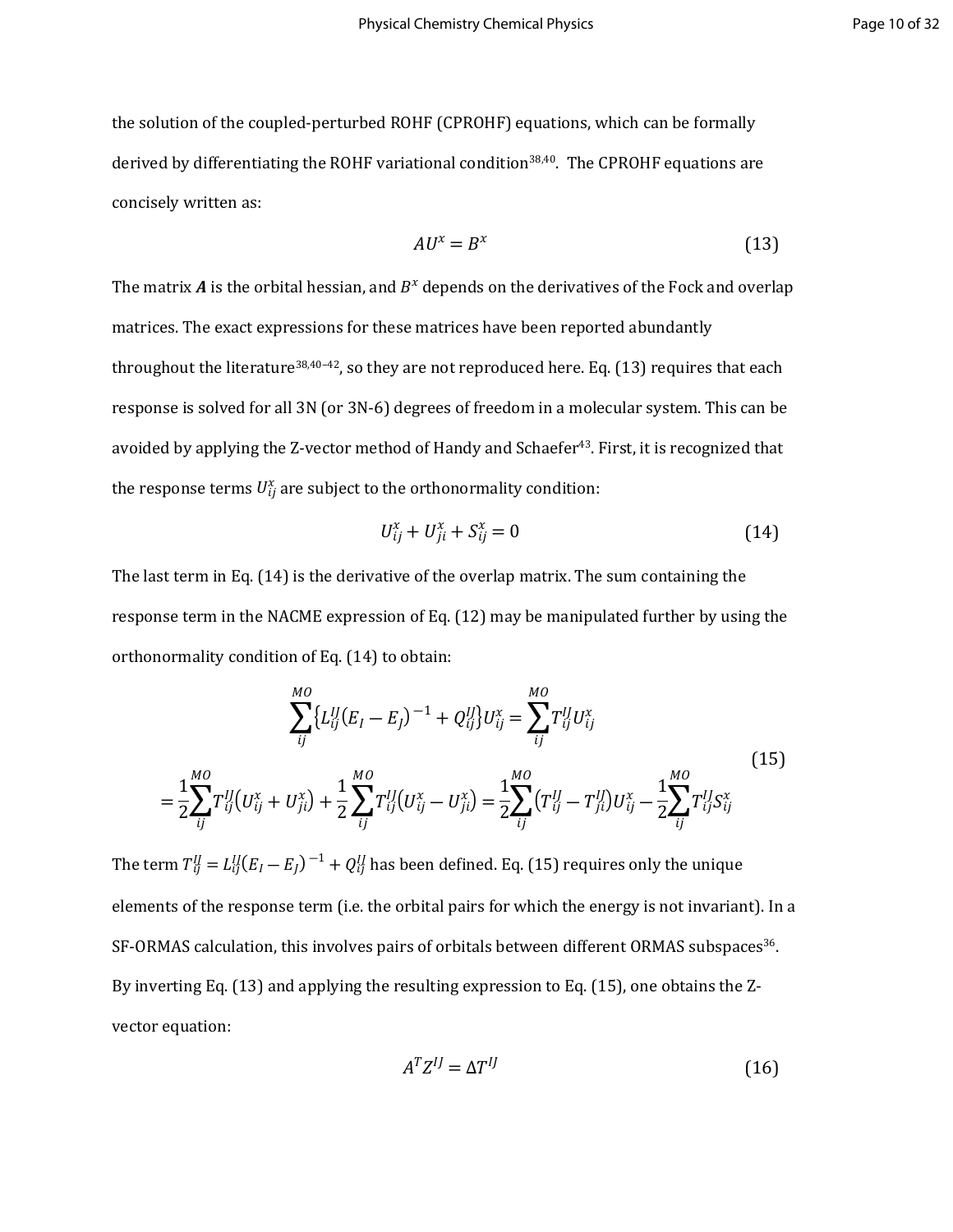the solution of the coupled-perturbed ROHF (CPROHF) equations, which can be formally derived by differentiating the ROHF variational condition[38,40]. The CPROHF equations are concisely written as:

$$AU^x = B^x \tag{13}$$

The matrix $\boldsymbol{A}$ is the orbital hessian, and $B^x$ depends on the derivatives of the Fock and overlap matrices. The exact expressions for these matrices have been reported abundantly throughout the literature[38,40–42], so they are not reproduced here. Eq. (13) requires that each response is solved for all 3N (or 3N-6) degrees of freedom in a molecular system. This can be avoided by applying the Z-vector method of Handy and Schaefer[43]. First, it is recognized that the response terms $U_{ij}^x$ are subject to the orthonormality condition:

$$U_{ij}^x + U_{ji}^x + S_{ij}^x = 0 \tag{14}$$

The last term in Eq. (14) is the derivative of the overlap matrix. The sum containing the response term in the NACME expression of Eq. (12) may be manipulated further by using the orthonormality condition of Eq. (14) to obtain:

$$\begin{aligned} \sum_{ij}^{MO}\left\{L_{ij}^{IJ}(E_I - E_J)^{-1} + Q_{ij}^{IJ}\right\}U_{ij}^x &= \sum_{ij}^{MO} T_{ij}^{IJ} U_{ij}^x \\ = \frac{1}{2}\sum_{ij}^{MO} T_{ij}^{IJ}\left(U_{ij}^x + U_{ji}^x\right) + \frac{1}{2}\sum_{ij}^{MO} T_{ij}^{IJ}\left(U_{ij}^x - U_{ji}^x\right) &= \frac{1}{2}\sum_{ij}^{MO}\left(T_{ij}^{IJ} - T_{ji}^{IJ}\right)U_{ij}^x - \frac{1}{2}\sum_{ij}^{MO} T_{ij}^{IJ} S_{ij}^x \end{aligned} \tag{15}$$

The term $T_{ij}^{IJ} = L_{ij}^{IJ}(E_I - E_J)^{-1} + Q_{ij}^{IJ}$ has been defined. Eq. (15) requires only the unique elements of the response term (i.e. the orbital pairs for which the energy is not invariant). In a SF-ORMAS calculation, this involves pairs of orbitals between different ORMAS subspaces[36]. By inverting Eq. (13) and applying the resulting expression to Eq. (15), one obtains the Z-vector equation:

$$A^T Z^{IJ} = \Delta T^{IJ} \tag{16}$$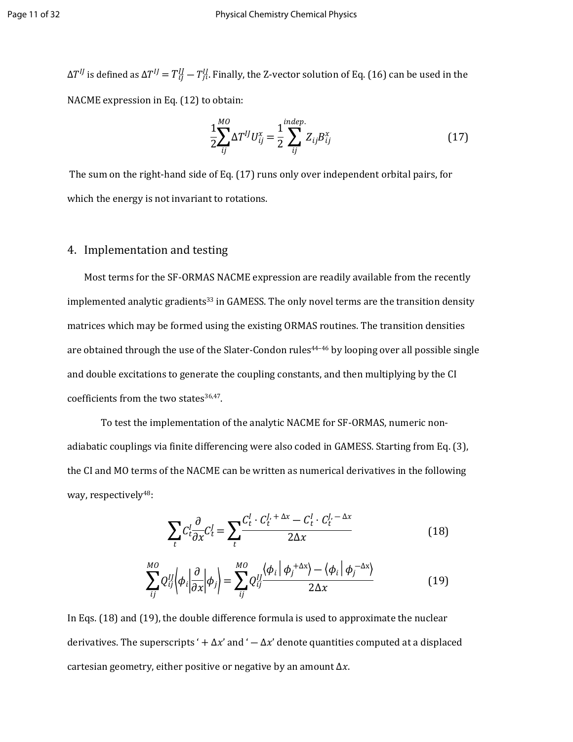$\Delta T^{IJ}$ is defined as $\Delta T^{IJ} = T_{ij}^{IJ} - T_{ji}^{IJ}$. Finally, the Z-vector solution of Eq. (16) can be used in the NACME expression in Eq. (12) to obtain:

$$\frac{1}{2}\sum_{ij}^{MO} \Delta T^{IJ} U_{ij}^{x} = \frac{1}{2}\sum_{ij}^{indep.} Z_{ij} B_{ij}^{x} \tag{17}$$

The sum on the right-hand side of Eq. (17) runs only over independent orbital pairs, for which the energy is not invariant to rotations.

## 4. Implementation and testing

Most terms for the SF-ORMAS NACME expression are readily available from the recently implemented analytic gradients[33] in GAMESS. The only novel terms are the transition density matrices which may be formed using the existing ORMAS routines. The transition densities are obtained through the use of the Slater-Condon rules[44–46] by looping over all possible single and double excitations to generate the coupling constants, and then multiplying by the CI coefficients from the two states[36,47].

To test the implementation of the analytic NACME for SF-ORMAS, numeric non-adiabatic couplings via finite differencing were also coded in GAMESS. Starting from Eq. (3), the CI and MO terms of the NACME can be written as numerical derivatives in the following way, respectively[48]:

$$\sum_{t} C_t^I \frac{\partial}{\partial x} C_t^J = \sum_{t} \frac{C_t^I \cdot C_t^{J,+\Delta x} - C_t^I \cdot C_t^{J,-\Delta x}}{2\Delta x} \tag{18}$$

$$\sum_{ij}^{MO} Q_{ij}^{IJ} \left\langle \phi_i \middle| \frac{\partial}{\partial x} \middle| \phi_j \right\rangle = \sum_{ij}^{MO} Q_{ij}^{IJ} \frac{\langle \phi_i | \phi_j^{+\Delta x} \rangle - \langle \phi_i | \phi_j^{-\Delta x} \rangle}{2\Delta x} \tag{19}$$

In Eqs. (18) and (19), the double difference formula is used to approximate the nuclear derivatives. The superscripts '$+\Delta x$' and '$-\Delta x$' denote quantities computed at a displaced cartesian geometry, either positive or negative by an amount $\Delta x$.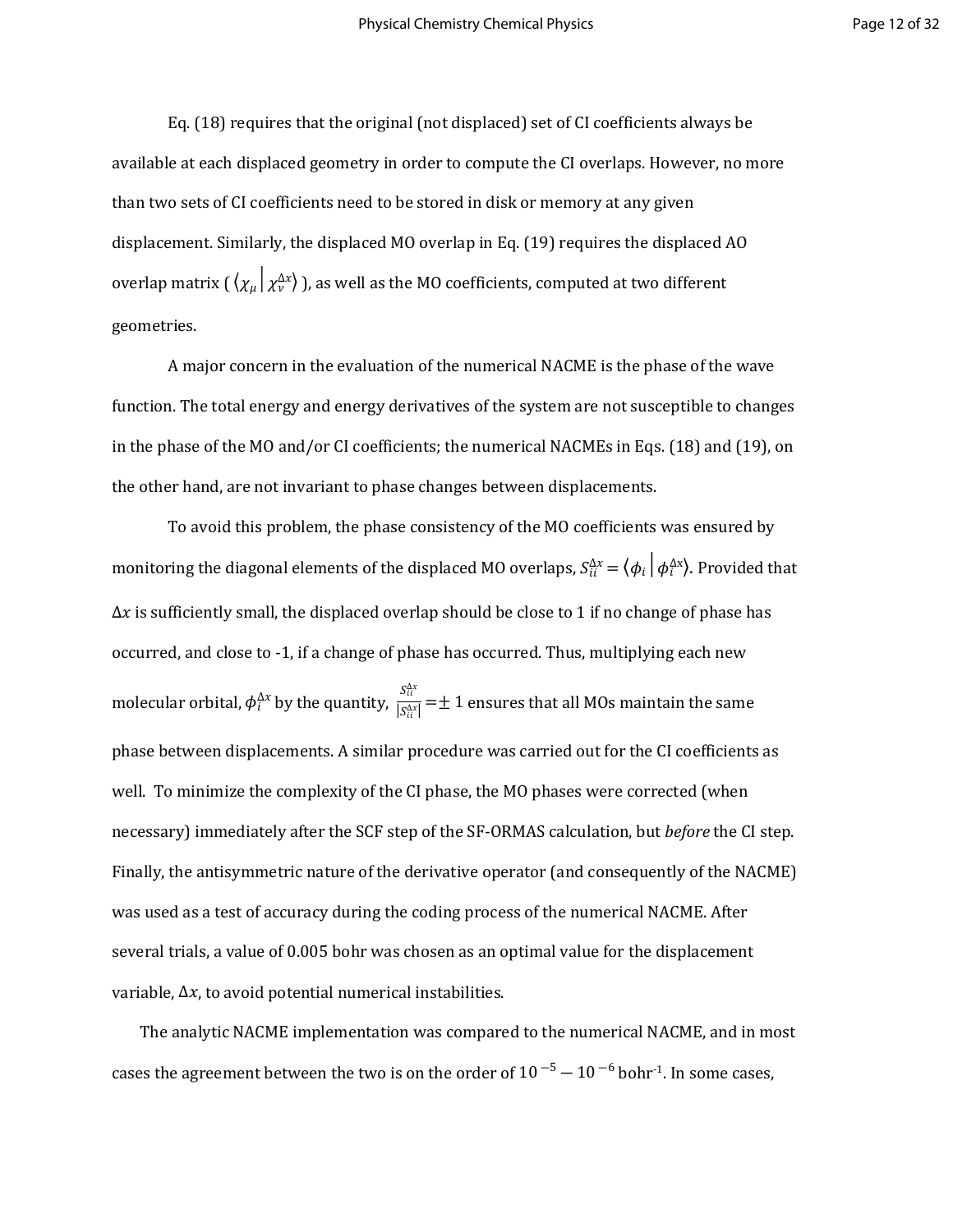Eq. (18) requires that the original (not displaced) set of CI coefficients always be available at each displaced geometry in order to compute the CI overlaps. However, no more than two sets of CI coefficients need to be stored in disk or memory at any given displacement. Similarly, the displaced MO overlap in Eq. (19) requires the displaced AO overlap matrix ( $\langle \chi_\mu | \chi_\nu^{\Delta x} \rangle$ ), as well as the MO coefficients, computed at two different geometries.

A major concern in the evaluation of the numerical NACME is the phase of the wave function. The total energy and energy derivatives of the system are not susceptible to changes in the phase of the MO and/or CI coefficients; the numerical NACMEs in Eqs. (18) and (19), on the other hand, are not invariant to phase changes between displacements.

To avoid this problem, the phase consistency of the MO coefficients was ensured by monitoring the diagonal elements of the displaced MO overlaps, $S_{ii}^{\Delta x} = \langle \phi_i | \phi_i^{\Delta x} \rangle$. Provided that $\Delta x$ is sufficiently small, the displaced overlap should be close to 1 if no change of phase has occurred, and close to -1, if a change of phase has occurred. Thus, multiplying each new molecular orbital, $\phi_i^{\Delta x}$ by the quantity, $\frac{S_{ii}^{\Delta x}}{|S_{ii}^{\Delta x}|} = \pm 1$ ensures that all MOs maintain the same phase between displacements. A similar procedure was carried out for the CI coefficients as well. To minimize the complexity of the CI phase, the MO phases were corrected (when necessary) immediately after the SCF step of the SF-ORMAS calculation, but *before* the CI step. Finally, the antisymmetric nature of the derivative operator (and consequently of the NACME) was used as a test of accuracy during the coding process of the numerical NACME. After several trials, a value of 0.005 bohr was chosen as an optimal value for the displacement variable, $\Delta x$, to avoid potential numerical instabilities.

The analytic NACME implementation was compared to the numerical NACME, and in most cases the agreement between the two is on the order of $10^{-5} - 10^{-6}$ bohr$^{-1}$. In some cases,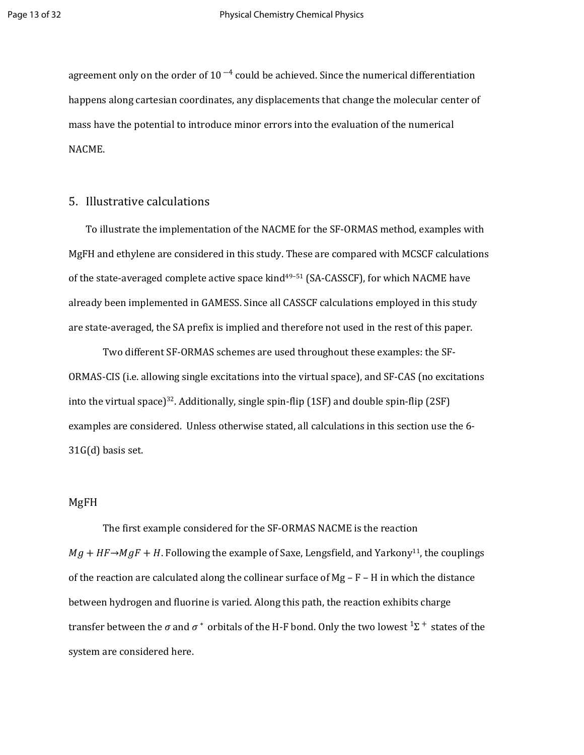agreement only on the order of $10^{-4}$ could be achieved. Since the numerical differentiation happens along cartesian coordinates, any displacements that change the molecular center of mass have the potential to introduce minor errors into the evaluation of the numerical NACME.

## 5. Illustrative calculations

To illustrate the implementation of the NACME for the SF-ORMAS method, examples with MgFH and ethylene are considered in this study. These are compared with MCSCF calculations of the state-averaged complete active space kind[49–51] (SA-CASSCF), for which NACME have already been implemented in GAMESS. Since all CASSCF calculations employed in this study are state-averaged, the SA prefix is implied and therefore not used in the rest of this paper.

Two different SF-ORMAS schemes are used throughout these examples: the SF-ORMAS-CIS (i.e. allowing single excitations into the virtual space), and SF-CAS (no excitations into the virtual space)[32]. Additionally, single spin-flip (1SF) and double spin-flip (2SF) examples are considered. Unless otherwise stated, all calculations in this section use the 6-31G(d) basis set.

### MgFH

The first example considered for the SF-ORMAS NACME is the reaction $Mg + HF \rightarrow MgF + H$. Following the example of Saxe, Lengsfield, and Yarkony[11], the couplings of the reaction are calculated along the collinear surface of Mg – F – H in which the distance between hydrogen and fluorine is varied. Along this path, the reaction exhibits charge transfer between the $\sigma$ and $\sigma^*$ orbitals of the H-F bond. Only the two lowest $^1\Sigma^+$ states of the system are considered here.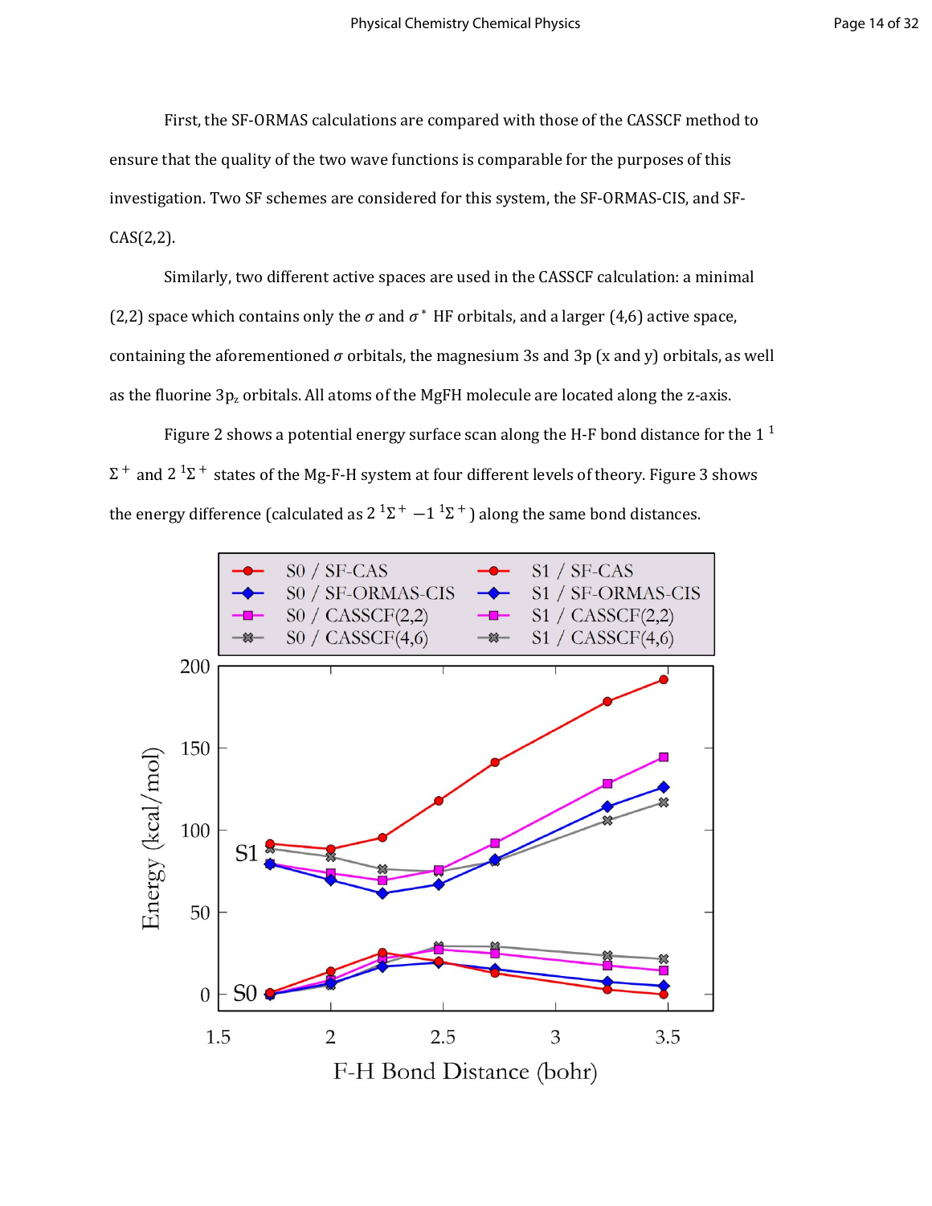First, the SF-ORMAS calculations are compared with those of the CASSCF method to ensure that the quality of the two wave functions is comparable for the purposes of this investigation. Two SF schemes are considered for this system, the SF-ORMAS-CIS, and SF-CAS(2,2).

Similarly, two different active spaces are used in the CASSCF calculation: a minimal (2,2) space which contains only the $\sigma$ and $\sigma^*$ HF orbitals, and a larger (4,6) active space, containing the aforementioned $\sigma$ orbitals, the magnesium 3s and 3p (x and y) orbitals, as well as the fluorine $3p_z$ orbitals. All atoms of the MgFH molecule are located along the z-axis.

Figure 2 shows a potential energy surface scan along the H-F bond distance for the $1\ ^1\Sigma^+$ and $2\ ^1\Sigma^+$ states of the Mg-F-H system at four different levels of theory. Figure 3 shows the energy difference (calculated as $2\ ^1\Sigma^+ - 1\ ^1\Sigma^+$) along the same bond distances.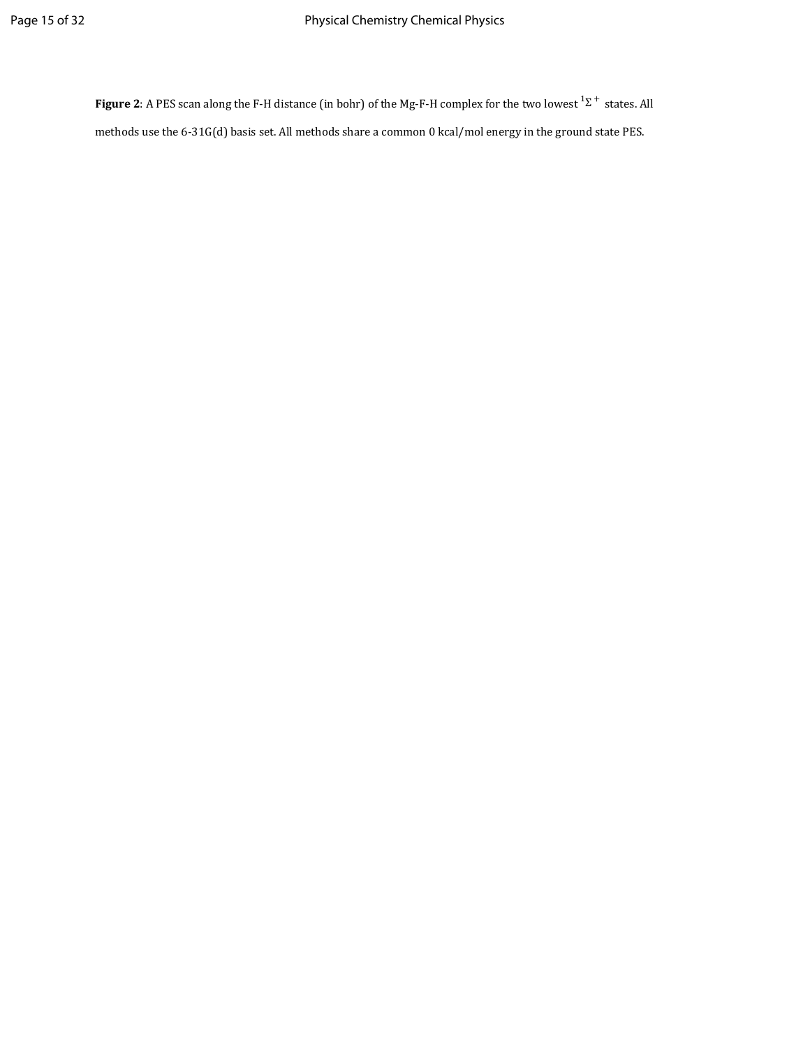**Figure 2**: A PES scan along the F-H distance (in bohr) of the Mg-F-H complex for the two lowest $^1\Sigma^+$ states. All methods use the 6-31G(d) basis set. All methods share a common 0 kcal/mol energy in the ground state PES.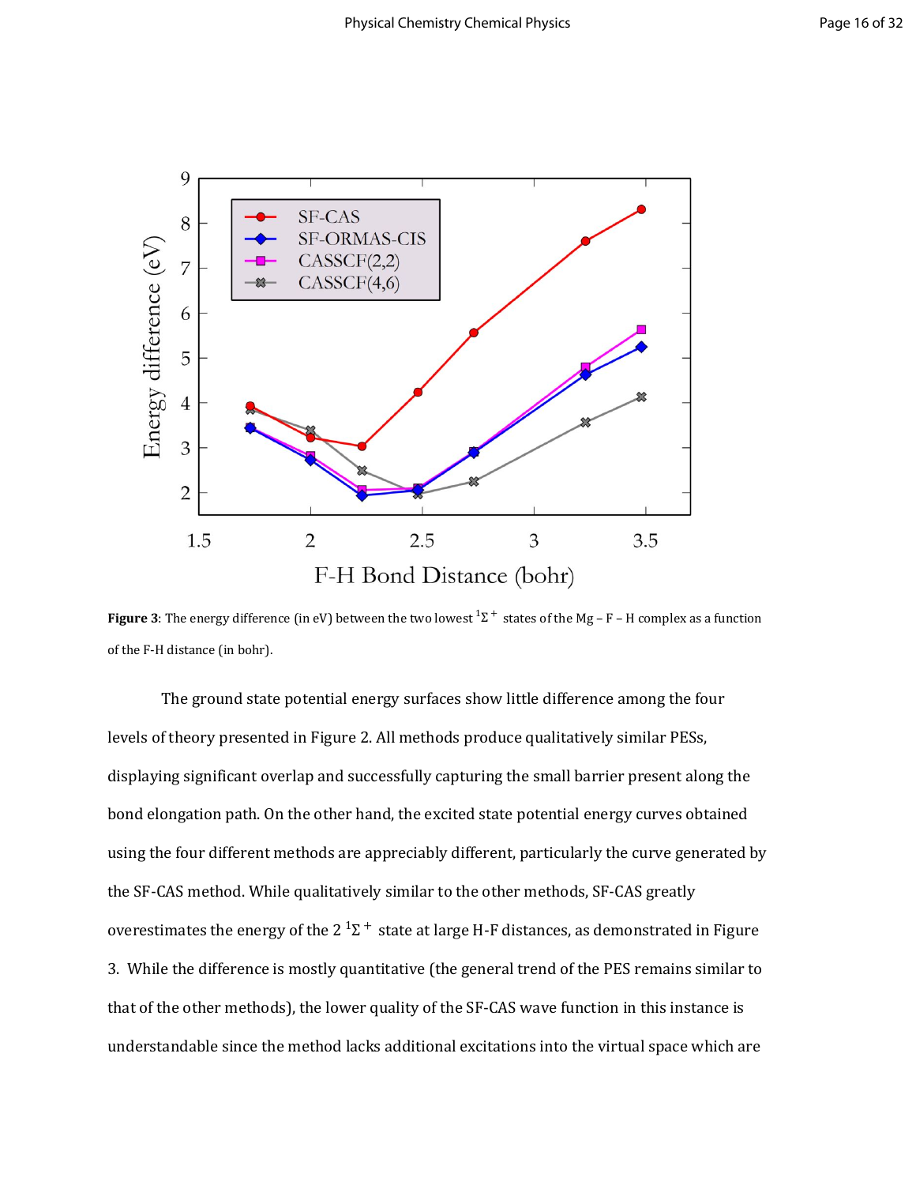**Figure 3**: The energy difference (in eV) between the two lowest $^1\Sigma^+$ states of the Mg – F – H complex as a function of the F-H distance (in bohr).

The ground state potential energy surfaces show little difference among the four levels of theory presented in Figure 2. All methods produce qualitatively similar PESs, displaying significant overlap and successfully capturing the small barrier present along the bond elongation path. On the other hand, the excited state potential energy curves obtained using the four different methods are appreciably different, particularly the curve generated by the SF-CAS method. While qualitatively similar to the other methods, SF-CAS greatly overestimates the energy of the 2 $^1\Sigma^+$ state at large H-F distances, as demonstrated in Figure 3. While the difference is mostly quantitative (the general trend of the PES remains similar to that of the other methods), the lower quality of the SF-CAS wave function in this instance is understandable since the method lacks additional excitations into the virtual space which are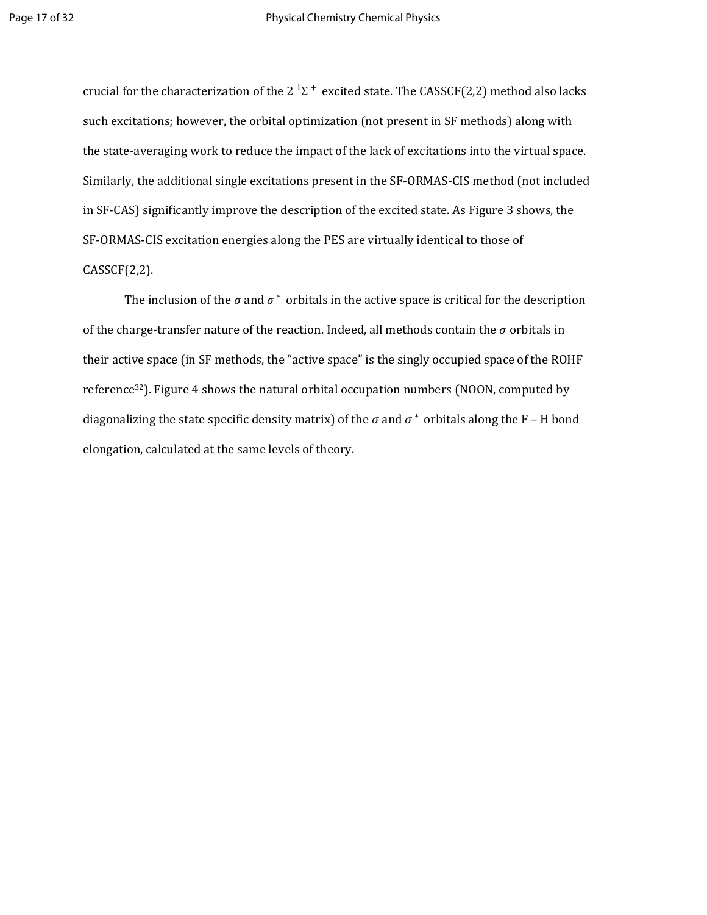crucial for the characterization of the 2 $^1\Sigma^+$ excited state. The CASSCF(2,2) method also lacks such excitations; however, the orbital optimization (not present in SF methods) along with the state-averaging work to reduce the impact of the lack of excitations into the virtual space. Similarly, the additional single excitations present in the SF-ORMAS-CIS method (not included in SF-CAS) significantly improve the description of the excited state. As Figure 3 shows, the SF-ORMAS-CIS excitation energies along the PES are virtually identical to those of CASSCF(2,2).

The inclusion of the $\sigma$ and $\sigma^*$ orbitals in the active space is critical for the description of the charge-transfer nature of the reaction. Indeed, all methods contain the $\sigma$ orbitals in their active space (in SF methods, the "active space" is the singly occupied space of the ROHF reference[32]). Figure 4 shows the natural orbital occupation numbers (NOON, computed by diagonalizing the state specific density matrix) of the $\sigma$ and $\sigma^*$ orbitals along the F – H bond elongation, calculated at the same levels of theory.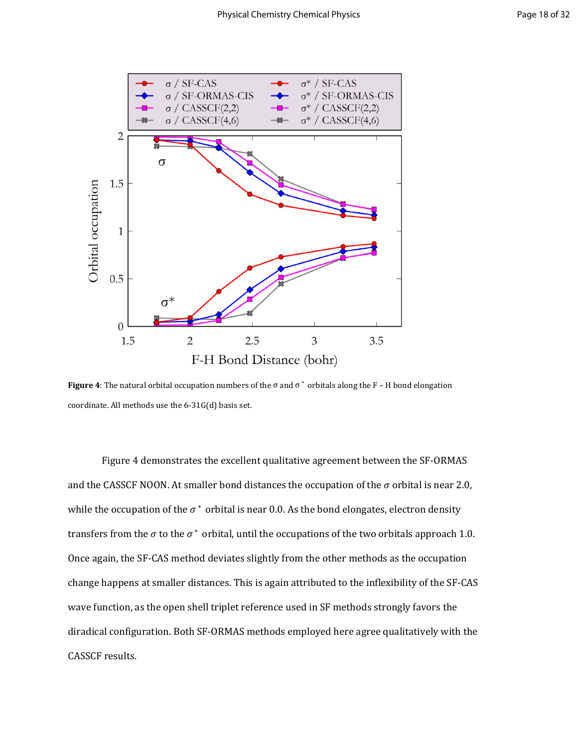**Figure 4**: The natural orbital occupation numbers of the σ and σ$^*$ orbitals along the F – H bond elongation coordinate. All methods use the 6-31G(d) basis set.

Figure 4 demonstrates the excellent qualitative agreement between the SF-ORMAS and the CASSCF NOON. At smaller bond distances the occupation of the $\sigma$ orbital is near 2.0, while the occupation of the $\sigma^*$ orbital is near 0.0. As the bond elongates, electron density transfers from the $\sigma$ to the $\sigma^*$ orbital, until the occupations of the two orbitals approach 1.0. Once again, the SF-CAS method deviates slightly from the other methods as the occupation change happens at smaller distances. This is again attributed to the inflexibility of the SF-CAS wave function, as the open shell triplet reference used in SF methods strongly favors the diradical configuration. Both SF-ORMAS methods employed here agree qualitatively with the CASSCF results.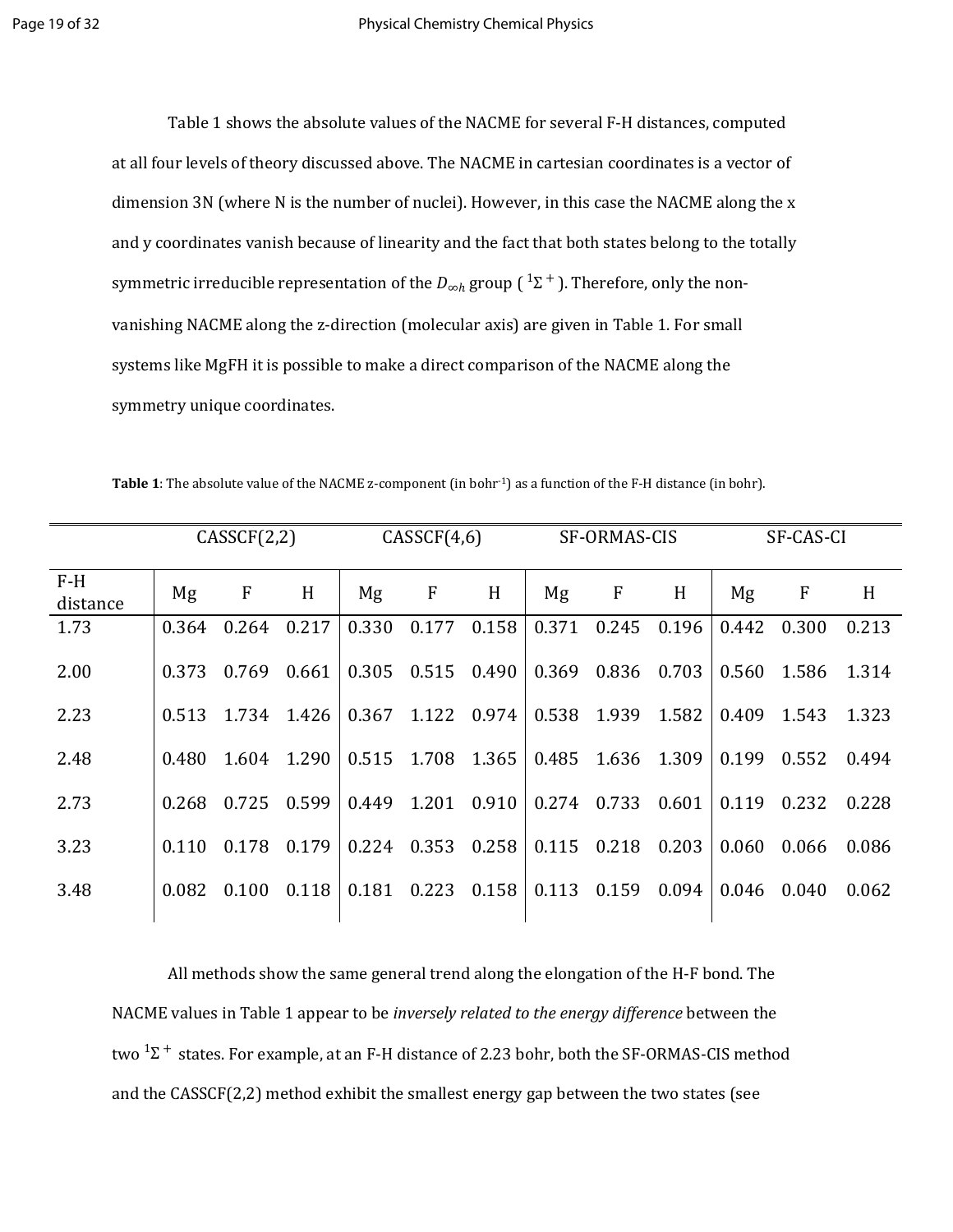Table 1 shows the absolute values of the NACME for several F-H distances, computed at all four levels of theory discussed above. The NACME in cartesian coordinates is a vector of dimension 3N (where N is the number of nuclei). However, in this case the NACME along the x and y coordinates vanish because of linearity and the fact that both states belong to the totally symmetric irreducible representation of the $D_{\infty h}$ group ( $^1\Sigma^+$ ). Therefore, only the non-vanishing NACME along the z-direction (molecular axis) are given in Table 1. For small systems like MgFH it is possible to make a direct comparison of the NACME along the symmetry unique coordinates.

**Table 1**: The absolute value of the NACME z-component (in bohr$^{-1}$) as a function of the F-H distance (in bohr).

| | CASSCF(2,2) | | | CASSCF(4,6) | | | SF-ORMAS-CIS | | | SF-CAS-CI | | |
|---|---|---|---|---|---|---|---|---|---|---|---|---|
| F-H distance | Mg | F | H | Mg | F | H | Mg | F | H | Mg | F | H |
| 1.73 | 0.364 | 0.264 | 0.217 | 0.330 | 0.177 | 0.158 | 0.371 | 0.245 | 0.196 | 0.442 | 0.300 | 0.213 |
| 2.00 | 0.373 | 0.769 | 0.661 | 0.305 | 0.515 | 0.490 | 0.369 | 0.836 | 0.703 | 0.560 | 1.586 | 1.314 |
| 2.23 | 0.513 | 1.734 | 1.426 | 0.367 | 1.122 | 0.974 | 0.538 | 1.939 | 1.582 | 0.409 | 1.543 | 1.323 |
| 2.48 | 0.480 | 1.604 | 1.290 | 0.515 | 1.708 | 1.365 | 0.485 | 1.636 | 1.309 | 0.199 | 0.552 | 0.494 |
| 2.73 | 0.268 | 0.725 | 0.599 | 0.449 | 1.201 | 0.910 | 0.274 | 0.733 | 0.601 | 0.119 | 0.232 | 0.228 |
| 3.23 | 0.110 | 0.178 | 0.179 | 0.224 | 0.353 | 0.258 | 0.115 | 0.218 | 0.203 | 0.060 | 0.066 | 0.086 |
| 3.48 | 0.082 | 0.100 | 0.118 | 0.181 | 0.223 | 0.158 | 0.113 | 0.159 | 0.094 | 0.046 | 0.040 | 0.062 |

All methods show the same general trend along the elongation of the H-F bond. The NACME values in Table 1 appear to be *inversely related to the energy difference* between the two $^1\Sigma^+$ states. For example, at an F-H distance of 2.23 bohr, both the SF-ORMAS-CIS method and the CASSCF(2,2) method exhibit the smallest energy gap between the two states (see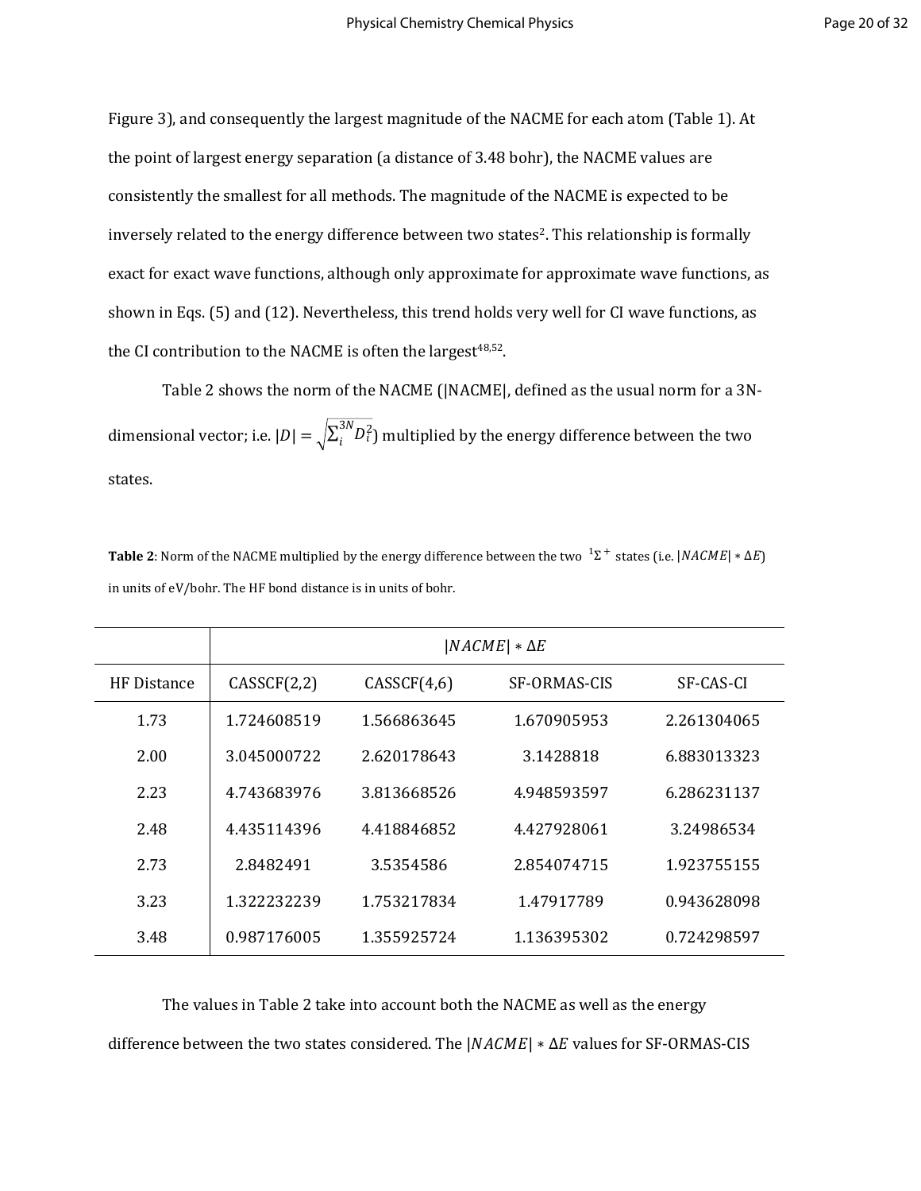Figure 3), and consequently the largest magnitude of the NACME for each atom (Table 1). At the point of largest energy separation (a distance of 3.48 bohr), the NACME values are consistently the smallest for all methods. The magnitude of the NACME is expected to be inversely related to the energy difference between two states[2]. This relationship is formally exact for exact wave functions, although only approximate for approximate wave functions, as shown in Eqs. (5) and (12). Nevertheless, this trend holds very well for CI wave functions, as the CI contribution to the NACME is often the largest[48,52].

Table 2 shows the norm of the NACME (|NACME|, defined as the usual norm for a 3N-dimensional vector; i.e. $|D| = \sqrt{\sum_i^{3N} D_i^2}$) multiplied by the energy difference between the two states.

**Table 2**: Norm of the NACME multiplied by the energy difference between the two $^1\Sigma^+$ states (i.e. $|NACME| * \Delta E$) in units of eV/bohr. The HF bond distance is in units of bohr.

| | $\vert NACME\vert * \Delta E$ | | | |
|---|---|---|---|---|
| HF Distance | CASSCF(2,2) | CASSCF(4,6) | SF-ORMAS-CIS | SF-CAS-CI |
| 1.73 | 1.724608519 | 1.566863645 | 1.670905953 | 2.261304065 |
| 2.00 | 3.045000722 | 2.620178643 | 3.1428818 | 6.883013323 |
| 2.23 | 4.743683976 | 3.813668526 | 4.948593597 | 6.286231137 |
| 2.48 | 4.435114396 | 4.418846852 | 4.427928061 | 3.24986534 |
| 2.73 | 2.8482491 | 3.5354586 | 2.854074715 | 1.923755155 |
| 3.23 | 1.322232239 | 1.753217834 | 1.47917789 | 0.943628098 |
| 3.48 | 0.987176005 | 1.355925724 | 1.136395302 | 0.724298597 |

The values in Table 2 take into account both the NACME as well as the energy difference between the two states considered. The $|NACME| * \Delta E$ values for SF-ORMAS-CIS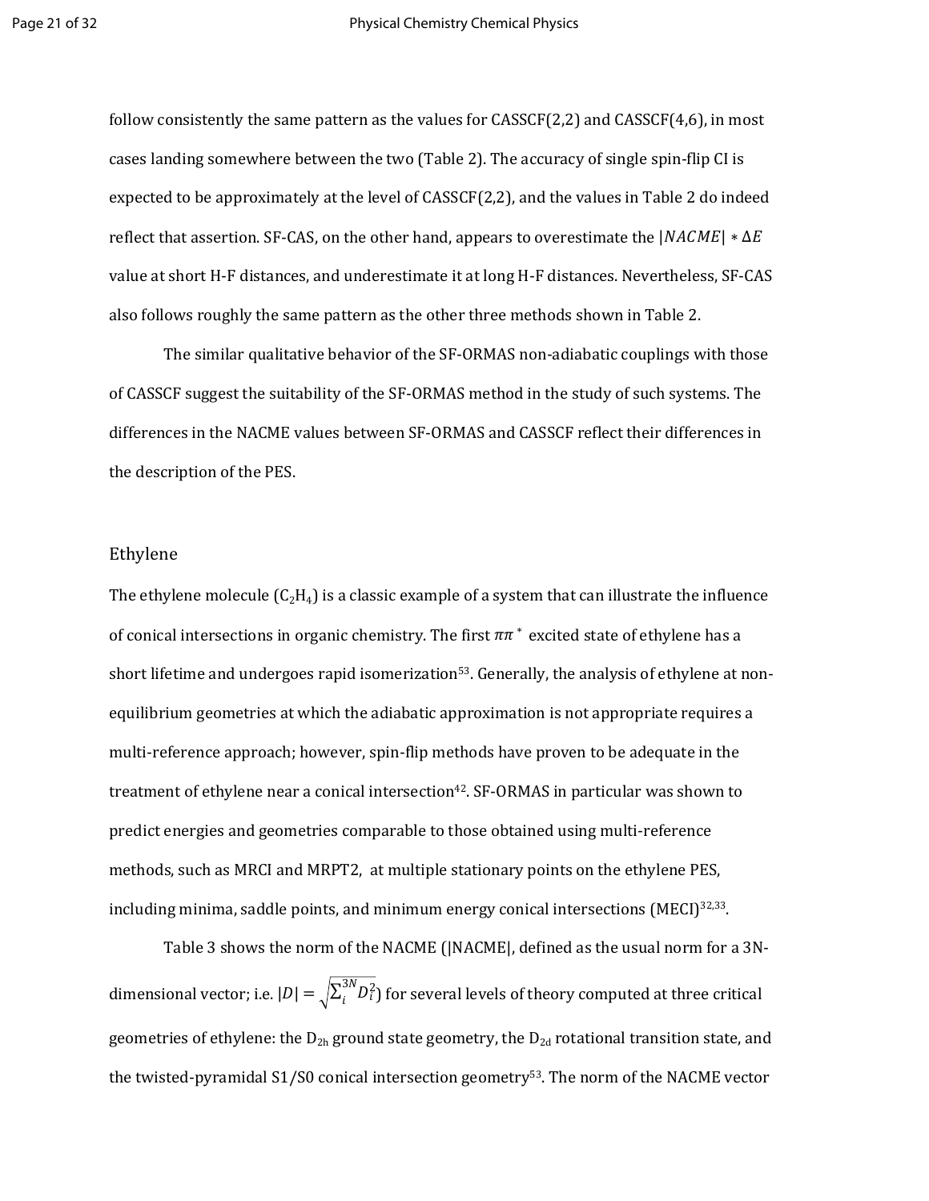follow consistently the same pattern as the values for CASSCF(2,2) and CASSCF(4,6), in most cases landing somewhere between the two (Table 2). The accuracy of single spin-flip CI is expected to be approximately at the level of CASSCF(2,2), and the values in Table 2 do indeed reflect that assertion. SF-CAS, on the other hand, appears to overestimate the $|NACME| * \Delta E$ value at short H-F distances, and underestimate it at long H-F distances. Nevertheless, SF-CAS also follows roughly the same pattern as the other three methods shown in Table 2.

The similar qualitative behavior of the SF-ORMAS non-adiabatic couplings with those of CASSCF suggest the suitability of the SF-ORMAS method in the study of such systems. The differences in the NACME values between SF-ORMAS and CASSCF reflect their differences in the description of the PES.

## Ethylene

The ethylene molecule ($C_2H_4$) is a classic example of a system that can illustrate the influence of conical intersections in organic chemistry. The first $\pi\pi^*$ excited state of ethylene has a short lifetime and undergoes rapid isomerization[53]. Generally, the analysis of ethylene at non-equilibrium geometries at which the adiabatic approximation is not appropriate requires a multi-reference approach; however, spin-flip methods have proven to be adequate in the treatment of ethylene near a conical intersection[42]. SF-ORMAS in particular was shown to predict energies and geometries comparable to those obtained using multi-reference methods, such as MRCI and MRPT2, at multiple stationary points on the ethylene PES, including minima, saddle points, and minimum energy conical intersections (MECI)[32,33].

Table 3 shows the norm of the NACME (|NACME|, defined as the usual norm for a 3N-dimensional vector; i.e. $|D| = \sqrt{\sum_i^{3N} D_i^2}$) for several levels of theory computed at three critical geometries of ethylene: the $D_{2h}$ ground state geometry, the $D_{2d}$ rotational transition state, and the twisted-pyramidal S1/S0 conical intersection geometry[53]. The norm of the NACME vector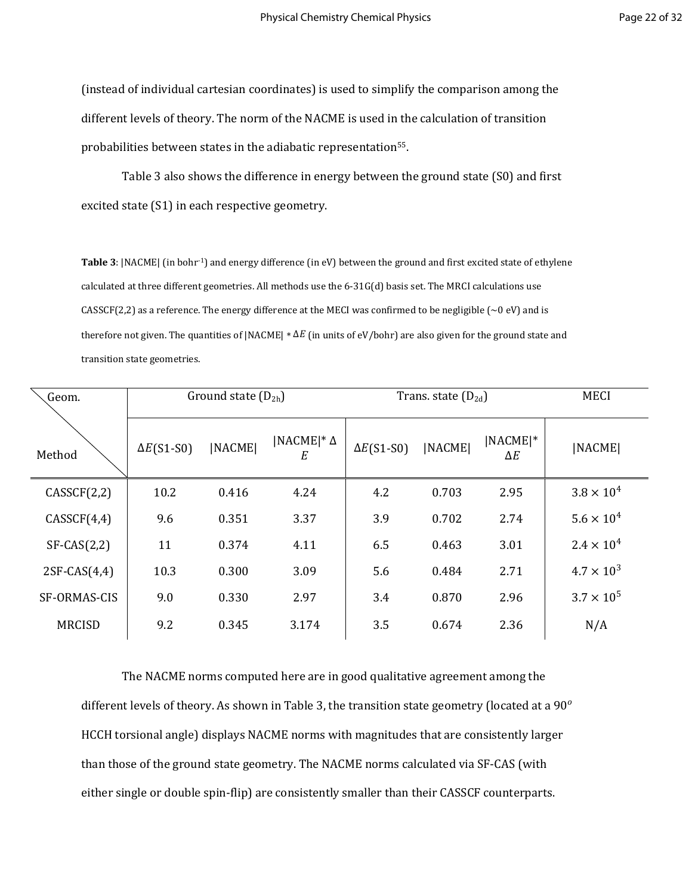(instead of individual cartesian coordinates) is used to simplify the comparison among the different levels of theory. The norm of the NACME is used in the calculation of transition probabilities between states in the adiabatic representation[55].

Table 3 also shows the difference in energy between the ground state (S0) and first excited state (S1) in each respective geometry.

**Table 3**: |NACME| (in bohr$^{-1}$) and energy difference (in eV) between the ground and first excited state of ethylene calculated at three different geometries. All methods use the 6-31G(d) basis set. The MRCI calculations use CASSCF(2,2) as a reference. The energy difference at the MECI was confirmed to be negligible (~0 eV) and is therefore not given. The quantities of |NACME| * $\Delta E$ (in units of eV/bohr) are also given for the ground state and transition state geometries.

| Geom. / Method | Ground state ($D_{2h}$) | | | Trans. state ($D_{2d}$) | | | MECI |
|---|---|---|---|---|---|---|---|
| | $\Delta E$(S1-S0) | \|NACME\| | \|NACME\|* $\Delta E$ | $\Delta E$(S1-S0) | \|NACME\| | \|NACME\|* $\Delta E$ | \|NACME\| |
| CASSCF(2,2) | 10.2 | 0.416 | 4.24 | 4.2 | 0.703 | 2.95 | $3.8 \times 10^4$ |
| CASSCF(4,4) | 9.6 | 0.351 | 3.37 | 3.9 | 0.702 | 2.74 | $5.6 \times 10^4$ |
| SF-CAS(2,2) | 11 | 0.374 | 4.11 | 6.5 | 0.463 | 3.01 | $2.4 \times 10^4$ |
| 2SF-CAS(4,4) | 10.3 | 0.300 | 3.09 | 5.6 | 0.484 | 2.71 | $4.7 \times 10^3$ |
| SF-ORMAS-CIS | 9.0 | 0.330 | 2.97 | 3.4 | 0.870 | 2.96 | $3.7 \times 10^5$ |
| MRCISD | 9.2 | 0.345 | 3.174 | 3.5 | 0.674 | 2.36 | N/A |

The NACME norms computed here are in good qualitative agreement among the different levels of theory. As shown in Table 3, the transition state geometry (located at a $90^o$ HCCH torsional angle) displays NACME norms with magnitudes that are consistently larger than those of the ground state geometry. The NACME norms calculated via SF-CAS (with either single or double spin-flip) are consistently smaller than their CASSCF counterparts.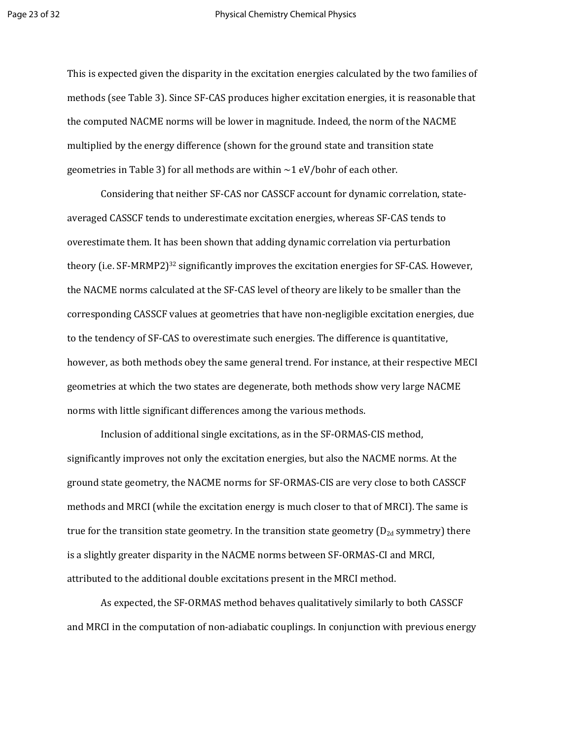This is expected given the disparity in the excitation energies calculated by the two families of methods (see Table 3). Since SF-CAS produces higher excitation energies, it is reasonable that the computed NACME norms will be lower in magnitude. Indeed, the norm of the NACME multiplied by the energy difference (shown for the ground state and transition state geometries in Table 3) for all methods are within ~1 eV/bohr of each other.

Considering that neither SF-CAS nor CASSCF account for dynamic correlation, state-averaged CASSCF tends to underestimate excitation energies, whereas SF-CAS tends to overestimate them. It has been shown that adding dynamic correlation via perturbation theory (i.e. SF-MRMP2)[32] significantly improves the excitation energies for SF-CAS. However, the NACME norms calculated at the SF-CAS level of theory are likely to be smaller than the corresponding CASSCF values at geometries that have non-negligible excitation energies, due to the tendency of SF-CAS to overestimate such energies. The difference is quantitative, however, as both methods obey the same general trend. For instance, at their respective MECI geometries at which the two states are degenerate, both methods show very large NACME norms with little significant differences among the various methods.

Inclusion of additional single excitations, as in the SF-ORMAS-CIS method, significantly improves not only the excitation energies, but also the NACME norms. At the ground state geometry, the NACME norms for SF-ORMAS-CIS are very close to both CASSCF methods and MRCI (while the excitation energy is much closer to that of MRCI). The same is true for the transition state geometry. In the transition state geometry ($D_{2d}$ symmetry) there is a slightly greater disparity in the NACME norms between SF-ORMAS-CI and MRCI, attributed to the additional double excitations present in the MRCI method.

As expected, the SF-ORMAS method behaves qualitatively similarly to both CASSCF and MRCI in the computation of non-adiabatic couplings. In conjunction with previous energy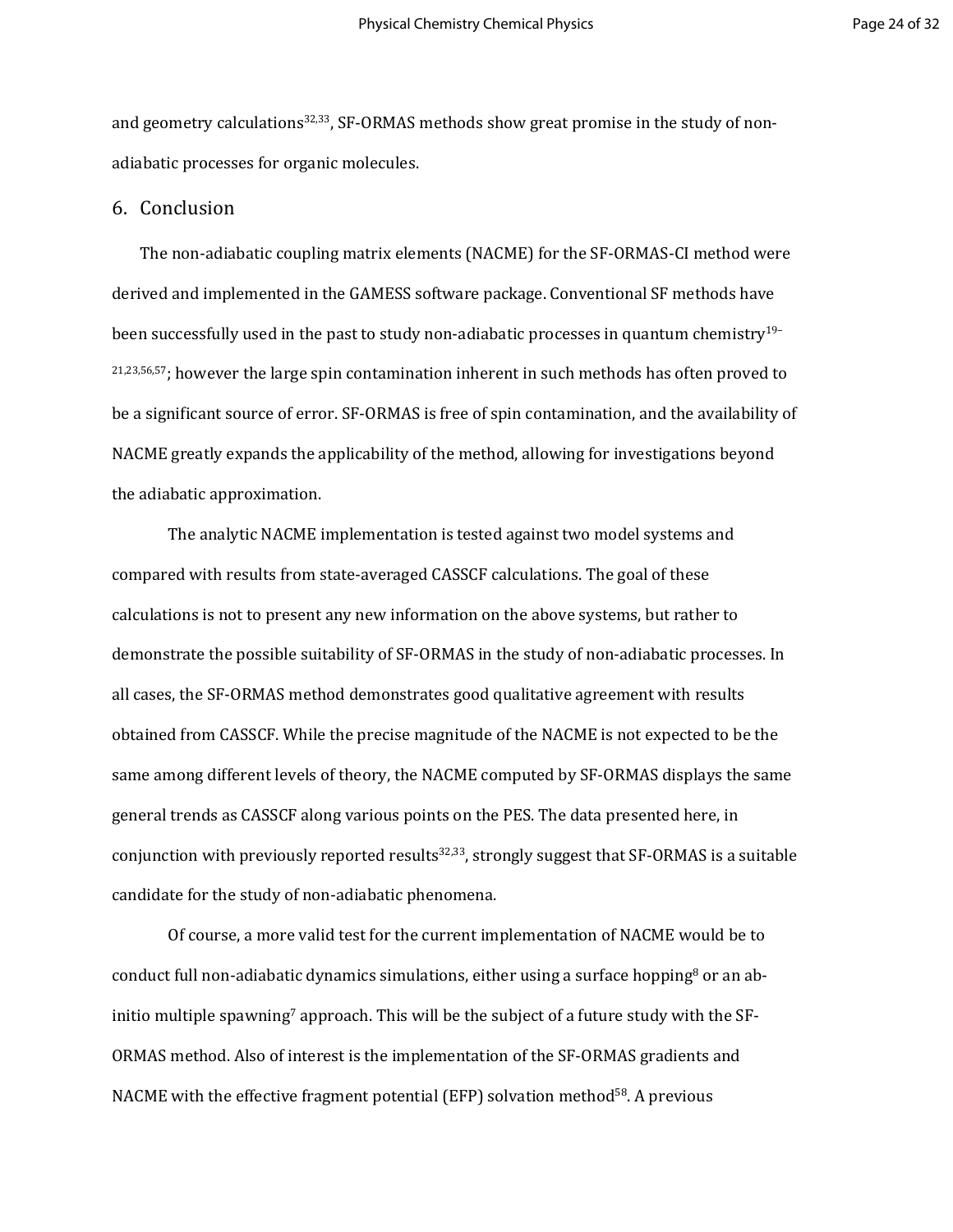and geometry calculations[32,33], SF-ORMAS methods show great promise in the study of non-adiabatic processes for organic molecules.

## 6. Conclusion

The non-adiabatic coupling matrix elements (NACME) for the SF-ORMAS-CI method were derived and implemented in the GAMESS software package. Conventional SF methods have been successfully used in the past to study non-adiabatic processes in quantum chemistry[19-21,23,56,57]; however the large spin contamination inherent in such methods has often proved to be a significant source of error. SF-ORMAS is free of spin contamination, and the availability of NACME greatly expands the applicability of the method, allowing for investigations beyond the adiabatic approximation.

The analytic NACME implementation is tested against two model systems and compared with results from state-averaged CASSCF calculations. The goal of these calculations is not to present any new information on the above systems, but rather to demonstrate the possible suitability of SF-ORMAS in the study of non-adiabatic processes. In all cases, the SF-ORMAS method demonstrates good qualitative agreement with results obtained from CASSCF. While the precise magnitude of the NACME is not expected to be the same among different levels of theory, the NACME computed by SF-ORMAS displays the same general trends as CASSCF along various points on the PES. The data presented here, in conjunction with previously reported results[32,33], strongly suggest that SF-ORMAS is a suitable candidate for the study of non-adiabatic phenomena.

Of course, a more valid test for the current implementation of NACME would be to conduct full non-adiabatic dynamics simulations, either using a surface hopping[8] or an ab-initio multiple spawning[7] approach. This will be the subject of a future study with the SF-ORMAS method. Also of interest is the implementation of the SF-ORMAS gradients and NACME with the effective fragment potential (EFP) solvation method[58]. A previous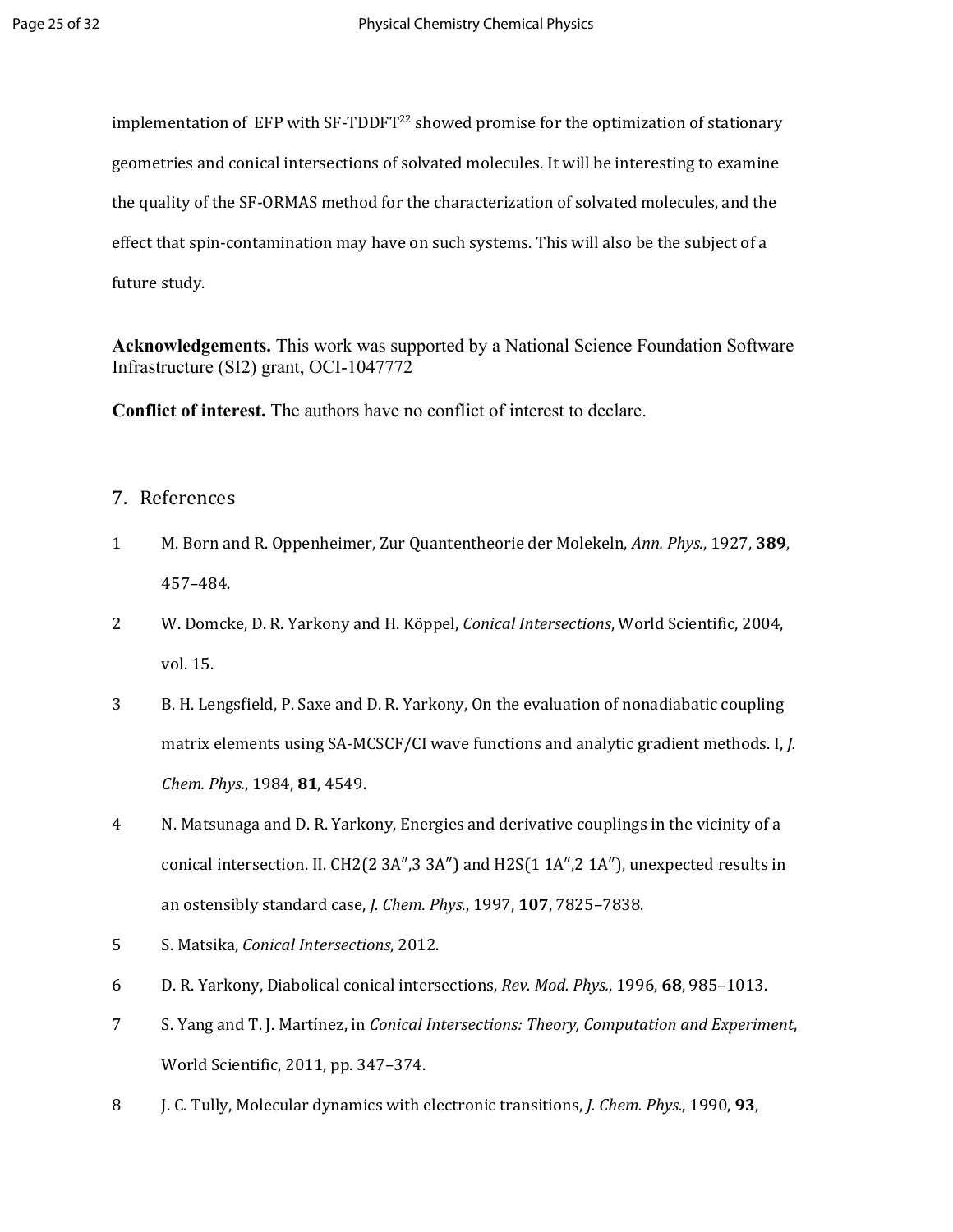implementation of EFP with SF-TDDFT[22] showed promise for the optimization of stationary geometries and conical intersections of solvated molecules. It will be interesting to examine the quality of the SF-ORMAS method for the characterization of solvated molecules, and the effect that spin-contamination may have on such systems. This will also be the subject of a future study.

**Acknowledgements.** This work was supported by a National Science Foundation Software Infrastructure (SI2) grant, OCI-1047772

**Conflict of interest.** The authors have no conflict of interest to declare.

## 7. References

1 M. Born and R. Oppenheimer, Zur Quantentheorie der Molekeln, *Ann. Phys.*, 1927, **389**, 457–484.

2 W. Domcke, D. R. Yarkony and H. Köppel, *Conical Intersections*, World Scientific, 2004, vol. 15.

3 B. H. Lengsfield, P. Saxe and D. R. Yarkony, On the evaluation of nonadiabatic coupling matrix elements using SA-MCSCF/CI wave functions and analytic gradient methods. I, *J. Chem. Phys.*, 1984, **81**, 4549.

4 N. Matsunaga and D. R. Yarkony, Energies and derivative couplings in the vicinity of a conical intersection. II. CH2(2 3A″,3 3A″) and H2S(1 1A″,2 1A″), unexpected results in an ostensibly standard case, *J. Chem. Phys.*, 1997, **107**, 7825–7838.

5 S. Matsika, *Conical Intersections*, 2012.

6 D. R. Yarkony, Diabolical conical intersections, *Rev. Mod. Phys.*, 1996, **68**, 985–1013.

7 S. Yang and T. J. Martínez, in *Conical Intersections: Theory, Computation and Experiment*, World Scientific, 2011, pp. 347–374.

8 J. C. Tully, Molecular dynamics with electronic transitions, *J. Chem. Phys.*, 1990, **93**,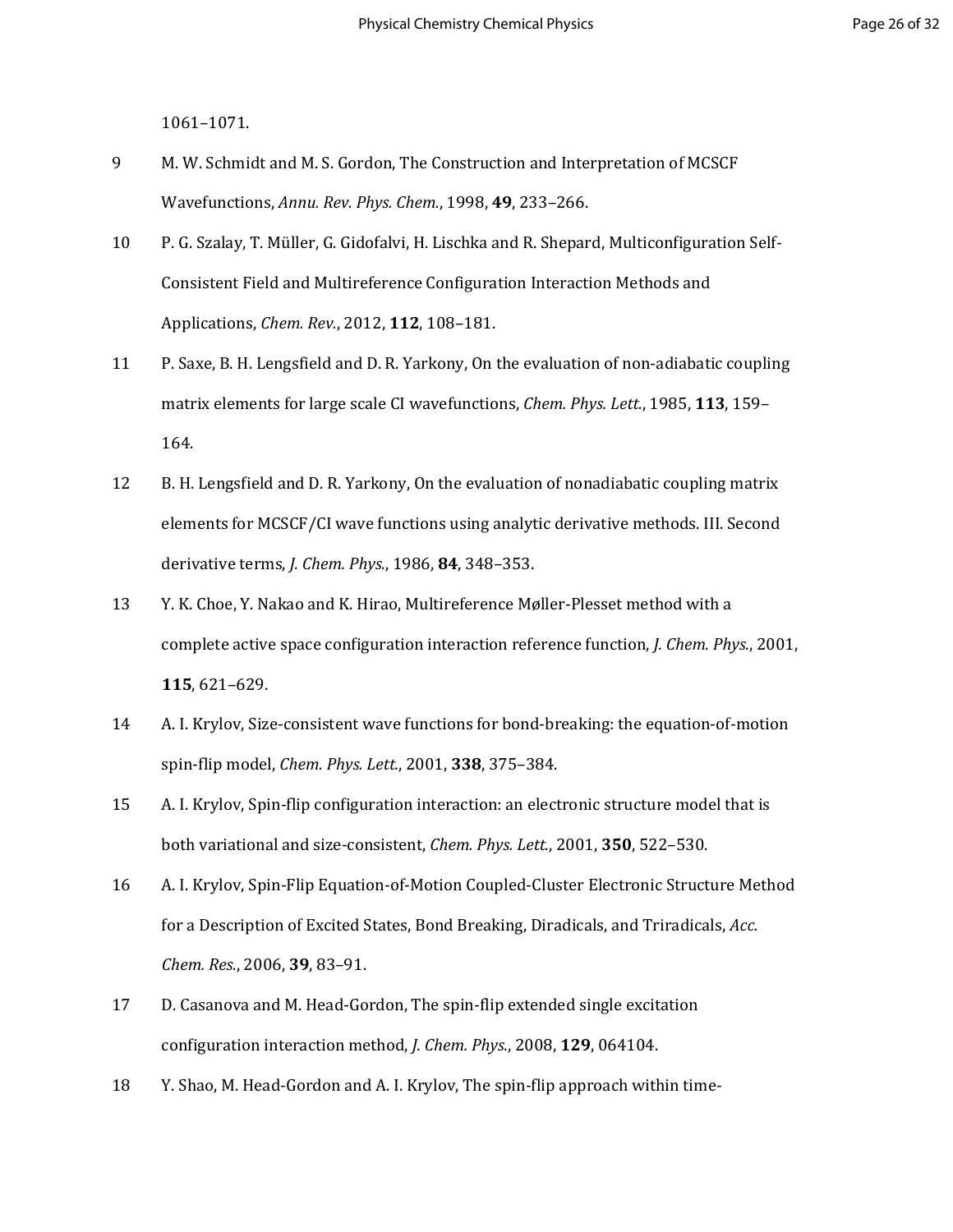1061–1071.

9. M. W. Schmidt and M. S. Gordon, The Construction and Interpretation of MCSCF Wavefunctions, *Annu. Rev. Phys. Chem.*, 1998, **49**, 233–266.

10. P. G. Szalay, T. Müller, G. Gidofalvi, H. Lischka and R. Shepard, Multiconfiguration Self-Consistent Field and Multireference Configuration Interaction Methods and Applications, *Chem. Rev.*, 2012, **112**, 108–181.

11. P. Saxe, B. H. Lengsfield and D. R. Yarkony, On the evaluation of non-adiabatic coupling matrix elements for large scale CI wavefunctions, *Chem. Phys. Lett.*, 1985, **113**, 159–164.

12. B. H. Lengsfield and D. R. Yarkony, On the evaluation of nonadiabatic coupling matrix elements for MCSCF/CI wave functions using analytic derivative methods. III. Second derivative terms, *J. Chem. Phys.*, 1986, **84**, 348–353.

13. Y. K. Choe, Y. Nakao and K. Hirao, Multireference Møller-Plesset method with a complete active space configuration interaction reference function, *J. Chem. Phys.*, 2001, **115**, 621–629.

14. A. I. Krylov, Size-consistent wave functions for bond-breaking: the equation-of-motion spin-flip model, *Chem. Phys. Lett.*, 2001, **338**, 375–384.

15. A. I. Krylov, Spin-flip configuration interaction: an electronic structure model that is both variational and size-consistent, *Chem. Phys. Lett.*, 2001, **350**, 522–530.

16. A. I. Krylov, Spin-Flip Equation-of-Motion Coupled-Cluster Electronic Structure Method for a Description of Excited States, Bond Breaking, Diradicals, and Triradicals, *Acc. Chem. Res.*, 2006, **39**, 83–91.

17. D. Casanova and M. Head-Gordon, The spin-flip extended single excitation configuration interaction method, *J. Chem. Phys.*, 2008, **129**, 064104.

18. Y. Shao, M. Head-Gordon and A. I. Krylov, The spin-flip approach within time-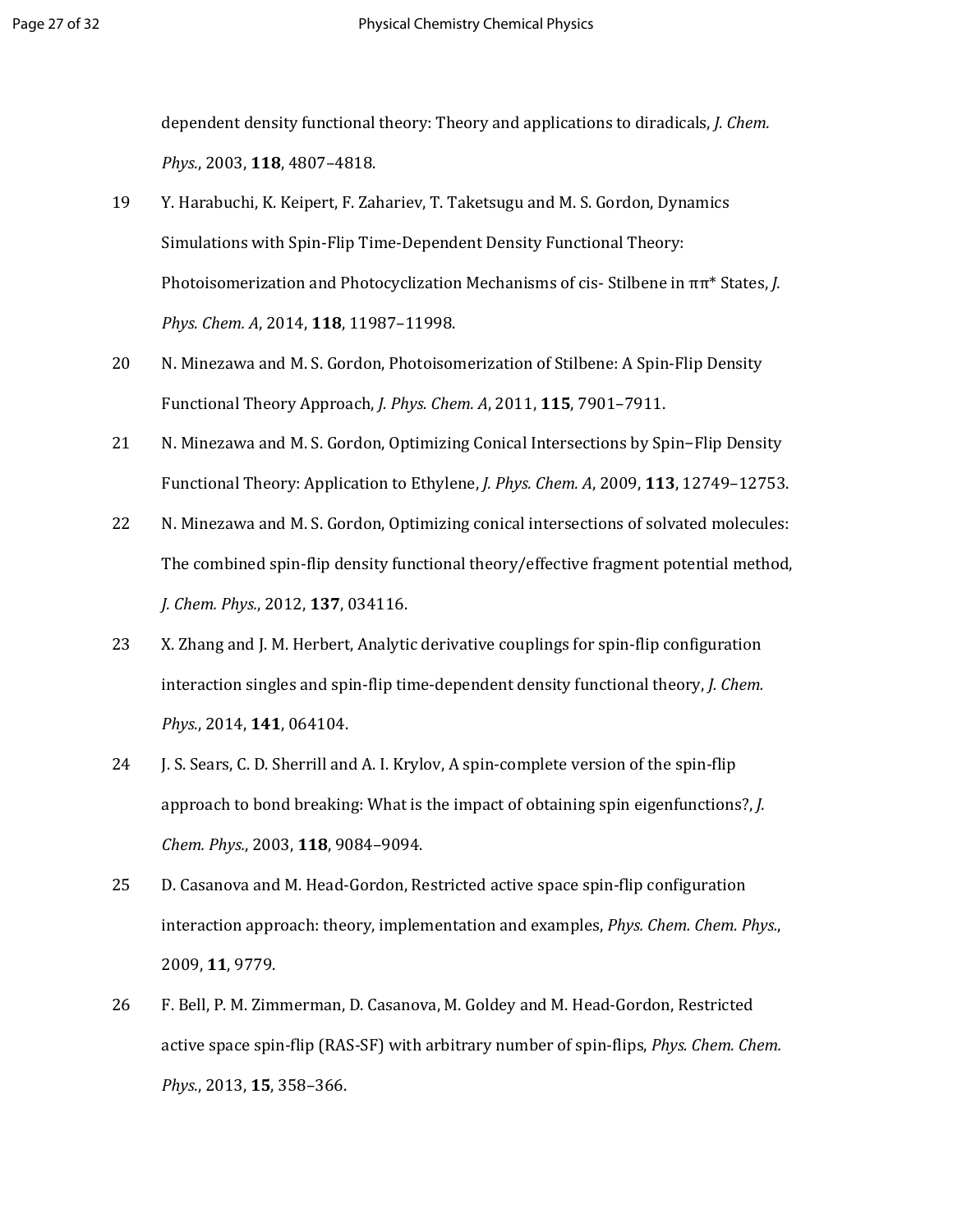dependent density functional theory: Theory and applications to diradicals, *J. Chem. Phys.*, 2003, **118**, 4807–4818.

19 Y. Harabuchi, K. Keipert, F. Zahariev, T. Taketsugu and M. S. Gordon, Dynamics Simulations with Spin-Flip Time-Dependent Density Functional Theory: Photoisomerization and Photocyclization Mechanisms of cis- Stilbene in ππ* States, *J. Phys. Chem. A*, 2014, **118**, 11987–11998.

20 N. Minezawa and M. S. Gordon, Photoisomerization of Stilbene: A Spin-Flip Density Functional Theory Approach, *J. Phys. Chem. A*, 2011, **115**, 7901–7911.

21 N. Minezawa and M. S. Gordon, Optimizing Conical Intersections by Spin−Flip Density Functional Theory: Application to Ethylene, *J. Phys. Chem. A*, 2009, **113**, 12749–12753.

22 N. Minezawa and M. S. Gordon, Optimizing conical intersections of solvated molecules: The combined spin-flip density functional theory/effective fragment potential method, *J. Chem. Phys.*, 2012, **137**, 034116.

23 X. Zhang and J. M. Herbert, Analytic derivative couplings for spin-flip configuration interaction singles and spin-flip time-dependent density functional theory, *J. Chem. Phys.*, 2014, **141**, 064104.

24 J. S. Sears, C. D. Sherrill and A. I. Krylov, A spin-complete version of the spin-flip approach to bond breaking: What is the impact of obtaining spin eigenfunctions?, *J. Chem. Phys.*, 2003, **118**, 9084–9094.

25 D. Casanova and M. Head-Gordon, Restricted active space spin-flip configuration interaction approach: theory, implementation and examples, *Phys. Chem. Chem. Phys.*, 2009, **11**, 9779.

26 F. Bell, P. M. Zimmerman, D. Casanova, M. Goldey and M. Head-Gordon, Restricted active space spin-flip (RAS-SF) with arbitrary number of spin-flips, *Phys. Chem. Chem. Phys.*, 2013, **15**, 358–366.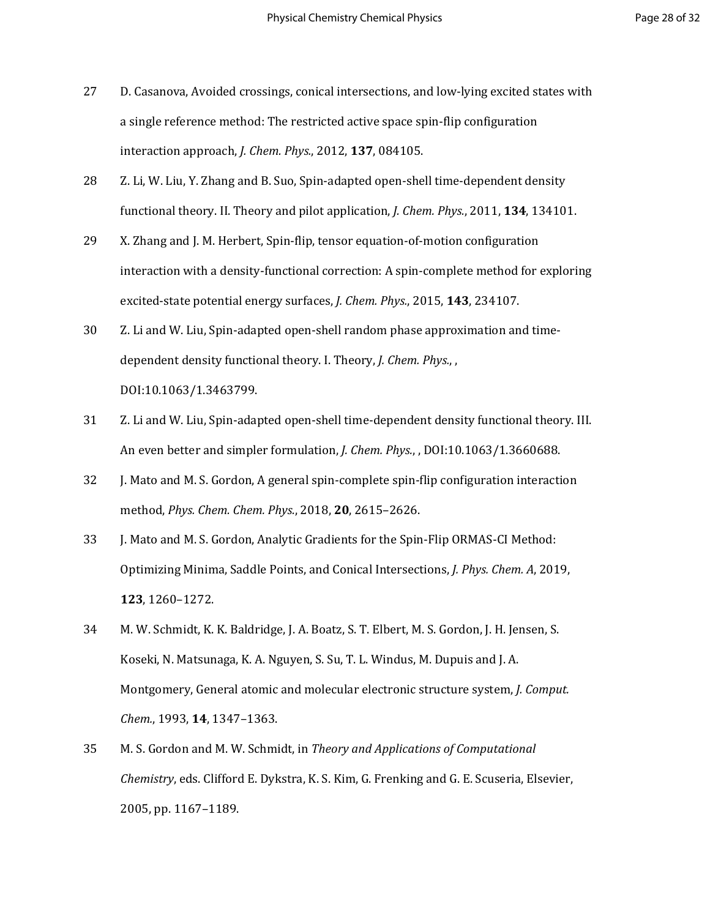27 D. Casanova, Avoided crossings, conical intersections, and low-lying excited states with a single reference method: The restricted active space spin-flip configuration interaction approach, *J. Chem. Phys.*, 2012, **137**, 084105.

28 Z. Li, W. Liu, Y. Zhang and B. Suo, Spin-adapted open-shell time-dependent density functional theory. II. Theory and pilot application, *J. Chem. Phys.*, 2011, **134**, 134101.

29 X. Zhang and J. M. Herbert, Spin-flip, tensor equation-of-motion configuration interaction with a density-functional correction: A spin-complete method for exploring excited-state potential energy surfaces, *J. Chem. Phys.*, 2015, **143**, 234107.

30 Z. Li and W. Liu, Spin-adapted open-shell random phase approximation and time-dependent density functional theory. I. Theory, *J. Chem. Phys.*, , DOI:10.1063/1.3463799.

31 Z. Li and W. Liu, Spin-adapted open-shell time-dependent density functional theory. III. An even better and simpler formulation, *J. Chem. Phys.*, , DOI:10.1063/1.3660688.

32 J. Mato and M. S. Gordon, A general spin-complete spin-flip configuration interaction method, *Phys. Chem. Chem. Phys.*, 2018, **20**, 2615–2626.

33 J. Mato and M. S. Gordon, Analytic Gradients for the Spin-Flip ORMAS-CI Method: Optimizing Minima, Saddle Points, and Conical Intersections, *J. Phys. Chem. A*, 2019, **123**, 1260–1272.

34 M. W. Schmidt, K. K. Baldridge, J. A. Boatz, S. T. Elbert, M. S. Gordon, J. H. Jensen, S. Koseki, N. Matsunaga, K. A. Nguyen, S. Su, T. L. Windus, M. Dupuis and J. A. Montgomery, General atomic and molecular electronic structure system, *J. Comput. Chem.*, 1993, **14**, 1347–1363.

35 M. S. Gordon and M. W. Schmidt, in *Theory and Applications of Computational Chemistry*, eds. Clifford E. Dykstra, K. S. Kim, G. Frenking and G. E. Scuseria, Elsevier, 2005, pp. 1167–1189.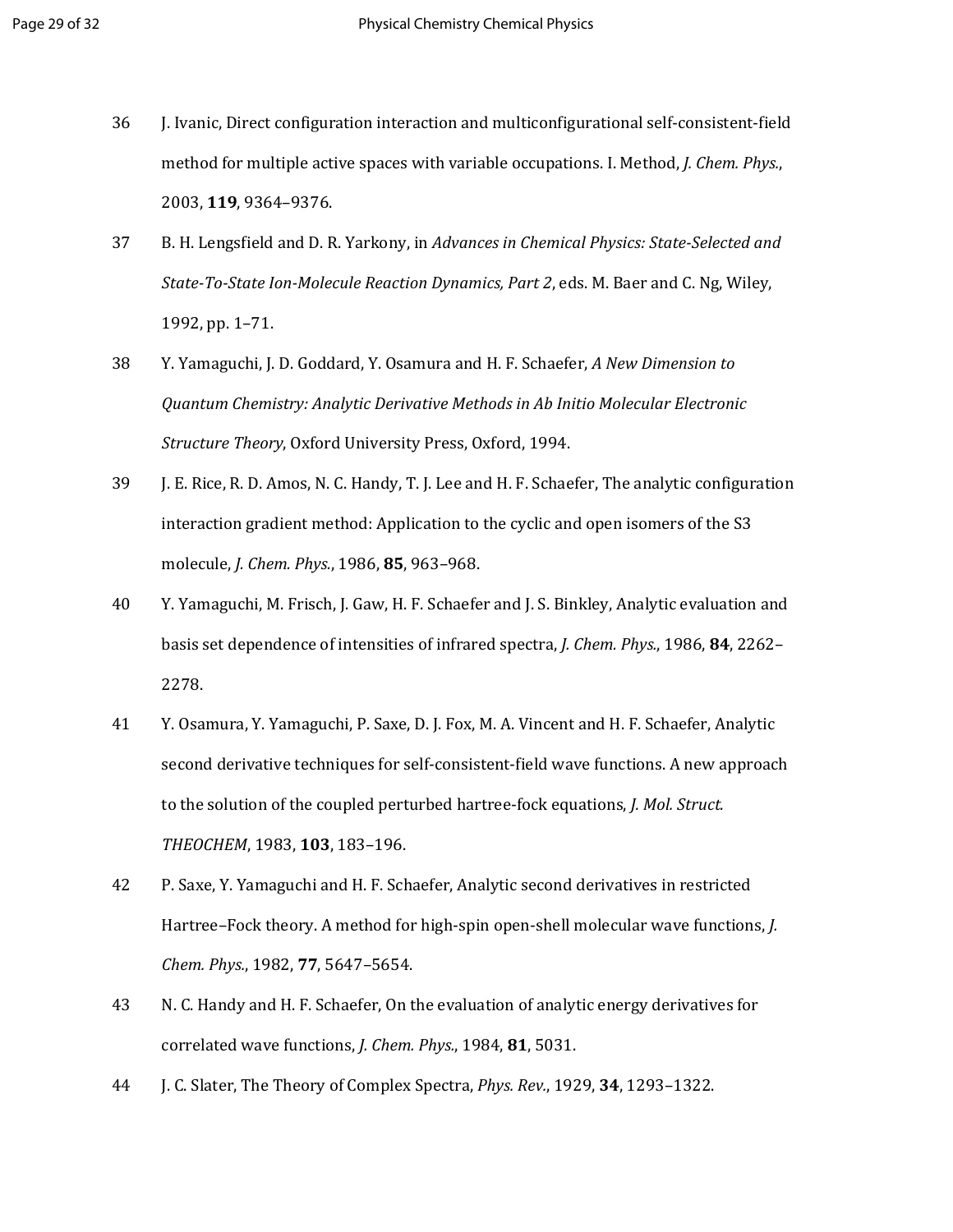36 J. Ivanic, Direct configuration interaction and multiconfigurational self-consistent-field method for multiple active spaces with variable occupations. I. Method, *J. Chem. Phys.*, 2003, **119**, 9364–9376.

37 B. H. Lengsfield and D. R. Yarkony, in *Advances in Chemical Physics: State-Selected and State-To-State Ion-Molecule Reaction Dynamics, Part 2*, eds. M. Baer and C. Ng, Wiley, 1992, pp. 1–71.

38 Y. Yamaguchi, J. D. Goddard, Y. Osamura and H. F. Schaefer, *A New Dimension to Quantum Chemistry: Analytic Derivative Methods in Ab Initio Molecular Electronic Structure Theory*, Oxford University Press, Oxford, 1994.

39 J. E. Rice, R. D. Amos, N. C. Handy, T. J. Lee and H. F. Schaefer, The analytic configuration interaction gradient method: Application to the cyclic and open isomers of the S3 molecule, *J. Chem. Phys.*, 1986, **85**, 963–968.

40 Y. Yamaguchi, M. Frisch, J. Gaw, H. F. Schaefer and J. S. Binkley, Analytic evaluation and basis set dependence of intensities of infrared spectra, *J. Chem. Phys.*, 1986, **84**, 2262–2278.

41 Y. Osamura, Y. Yamaguchi, P. Saxe, D. J. Fox, M. A. Vincent and H. F. Schaefer, Analytic second derivative techniques for self-consistent-field wave functions. A new approach to the solution of the coupled perturbed hartree-fock equations, *J. Mol. Struct. THEOCHEM*, 1983, **103**, 183–196.

42 P. Saxe, Y. Yamaguchi and H. F. Schaefer, Analytic second derivatives in restricted Hartree–Fock theory. A method for high-spin open-shell molecular wave functions, *J. Chem. Phys.*, 1982, **77**, 5647–5654.

43 N. C. Handy and H. F. Schaefer, On the evaluation of analytic energy derivatives for correlated wave functions, *J. Chem. Phys.*, 1984, **81**, 5031.

44 J. C. Slater, The Theory of Complex Spectra, *Phys. Rev.*, 1929, **34**, 1293–1322.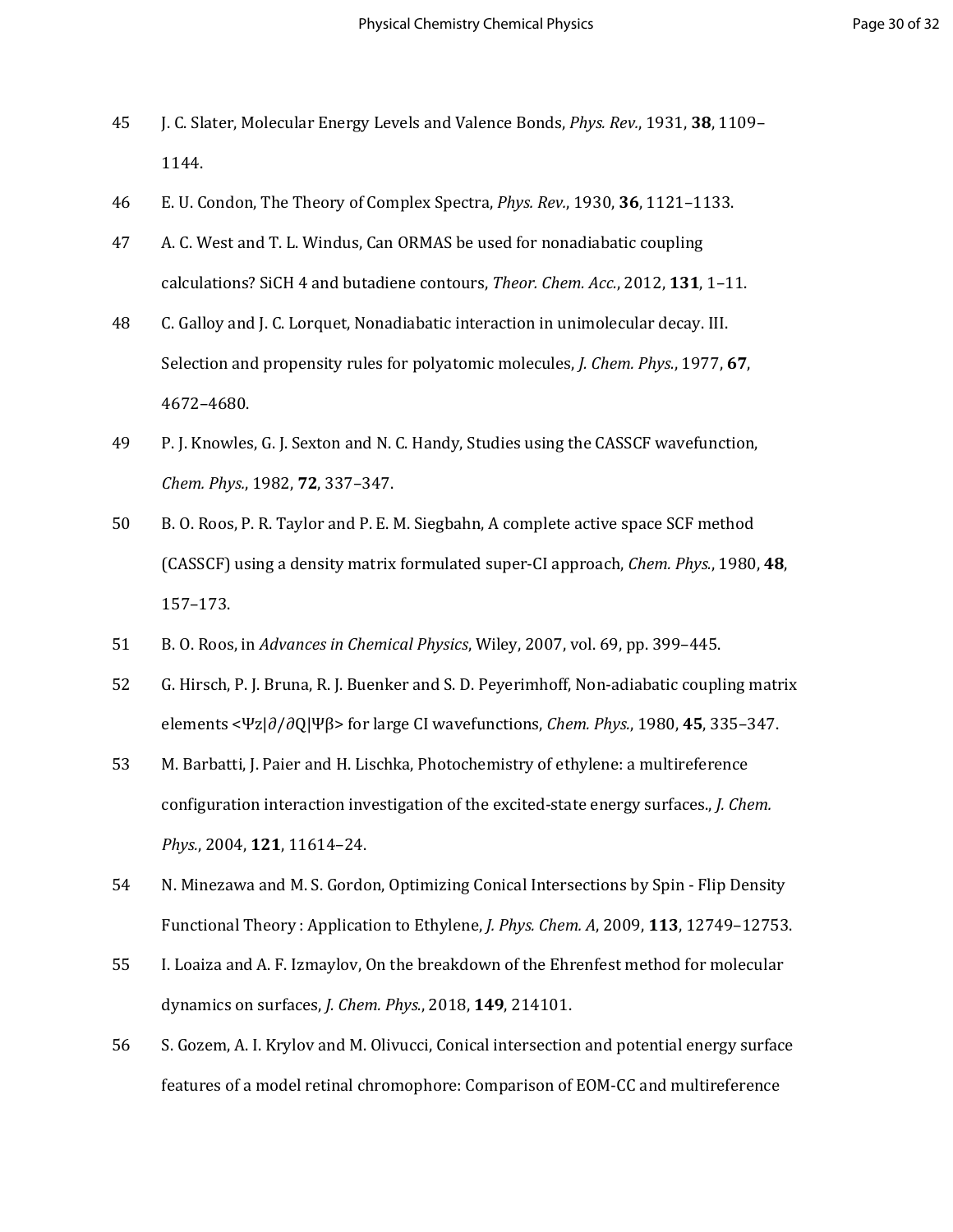45 J. C. Slater, Molecular Energy Levels and Valence Bonds, *Phys. Rev.*, 1931, **38**, 1109–1144.

46 E. U. Condon, The Theory of Complex Spectra, *Phys. Rev.*, 1930, **36**, 1121–1133.

47 A. C. West and T. L. Windus, Can ORMAS be used for nonadiabatic coupling calculations? SiCH 4 and butadiene contours, *Theor. Chem. Acc.*, 2012, **131**, 1–11.

48 C. Galloy and J. C. Lorquet, Nonadiabatic interaction in unimolecular decay. III. Selection and propensity rules for polyatomic molecules, *J. Chem. Phys.*, 1977, **67**, 4672–4680.

49 P. J. Knowles, G. J. Sexton and N. C. Handy, Studies using the CASSCF wavefunction, *Chem. Phys.*, 1982, **72**, 337–347.

50 B. O. Roos, P. R. Taylor and P. E. M. Siegbahn, A complete active space SCF method (CASSCF) using a density matrix formulated super-CI approach, *Chem. Phys.*, 1980, **48**, 157–173.

51 B. O. Roos, in *Advances in Chemical Physics*, Wiley, 2007, vol. 69, pp. 399–445.

52 G. Hirsch, P. J. Bruna, R. J. Buenker and S. D. Peyerimhoff, Non-adiabatic coupling matrix elements <Ψz|∂/∂Q|Ψβ> for large CI wavefunctions, *Chem. Phys.*, 1980, **45**, 335–347.

53 M. Barbatti, J. Paier and H. Lischka, Photochemistry of ethylene: a multireference configuration interaction investigation of the excited-state energy surfaces., *J. Chem. Phys.*, 2004, **121**, 11614–24.

54 N. Minezawa and M. S. Gordon, Optimizing Conical Intersections by Spin - Flip Density Functional Theory : Application to Ethylene, *J. Phys. Chem. A*, 2009, **113**, 12749–12753.

55 I. Loaiza and A. F. Izmaylov, On the breakdown of the Ehrenfest method for molecular dynamics on surfaces, *J. Chem. Phys.*, 2018, **149**, 214101.

56 S. Gozem, A. I. Krylov and M. Olivucci, Conical intersection and potential energy surface features of a model retinal chromophore: Comparison of EOM-CC and multireference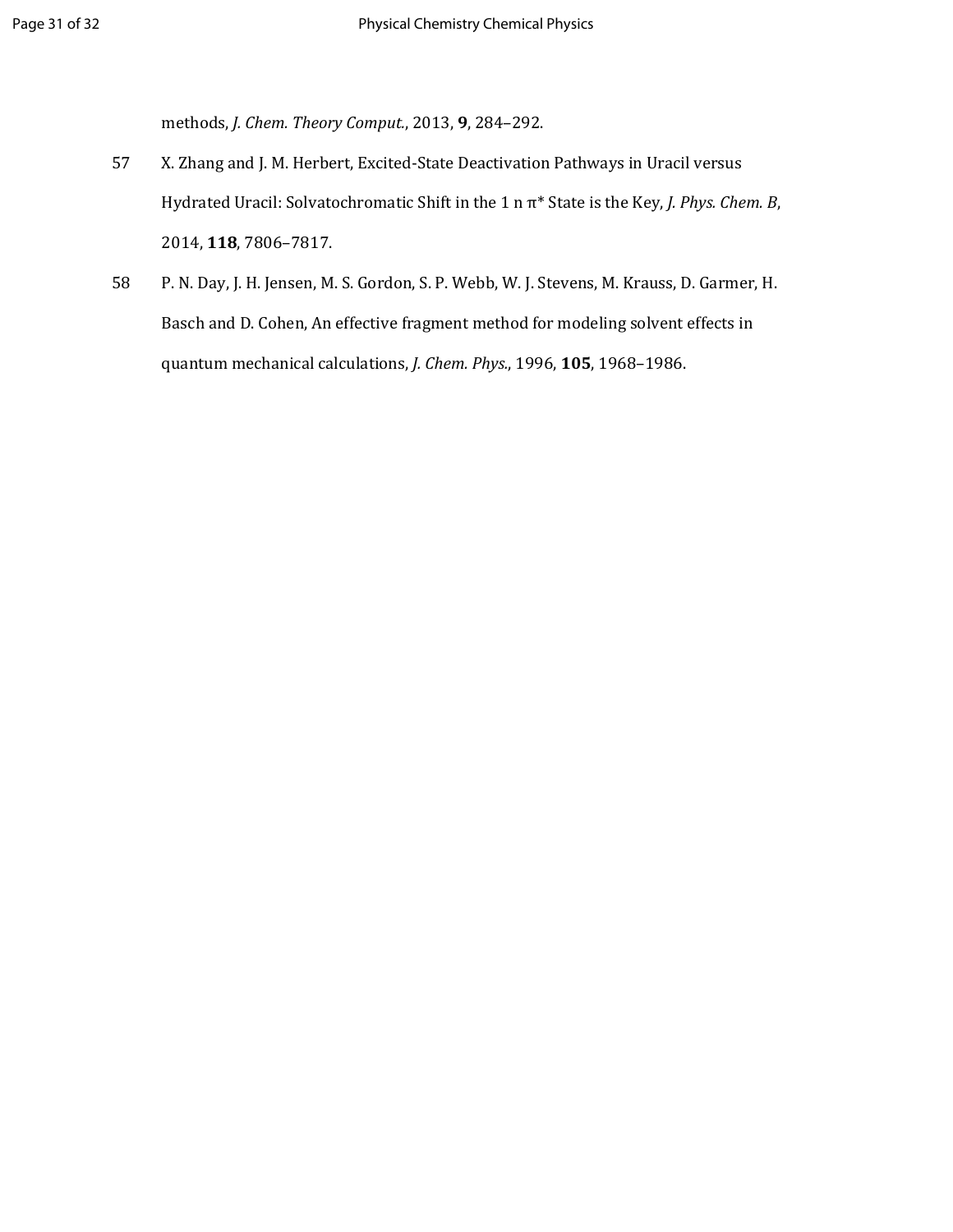methods, *J. Chem. Theory Comput.*, 2013, **9**, 284–292.

57 X. Zhang and J. M. Herbert, Excited-State Deactivation Pathways in Uracil versus Hydrated Uracil: Solvatochromatic Shift in the 1 n π* State is the Key, *J. Phys. Chem. B*, 2014, **118**, 7806–7817.

58 P. N. Day, J. H. Jensen, M. S. Gordon, S. P. Webb, W. J. Stevens, M. Krauss, D. Garmer, H. Basch and D. Cohen, An effective fragment method for modeling solvent effects in quantum mechanical calculations, *J. Chem. Phys.*, 1996, **105**, 1968–1986.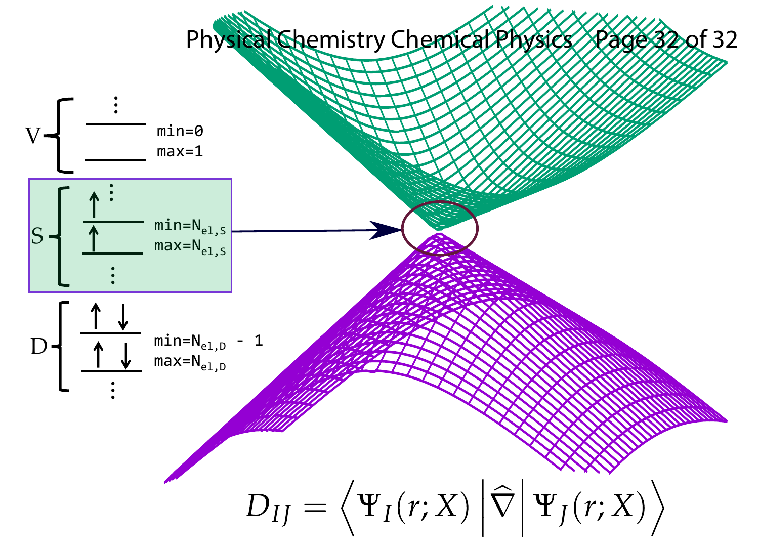V

min=0

max=1

S

min=$N_{el,S}$

max=$N_{el,S}$

D

min=$N_{el,D}$ - 1

max=$N_{el,D}$

$$D_{IJ} = \left\langle \Psi_I(r;X) \left| \hat{\nabla} \right| \Psi_J(r;X) \right\rangle$$